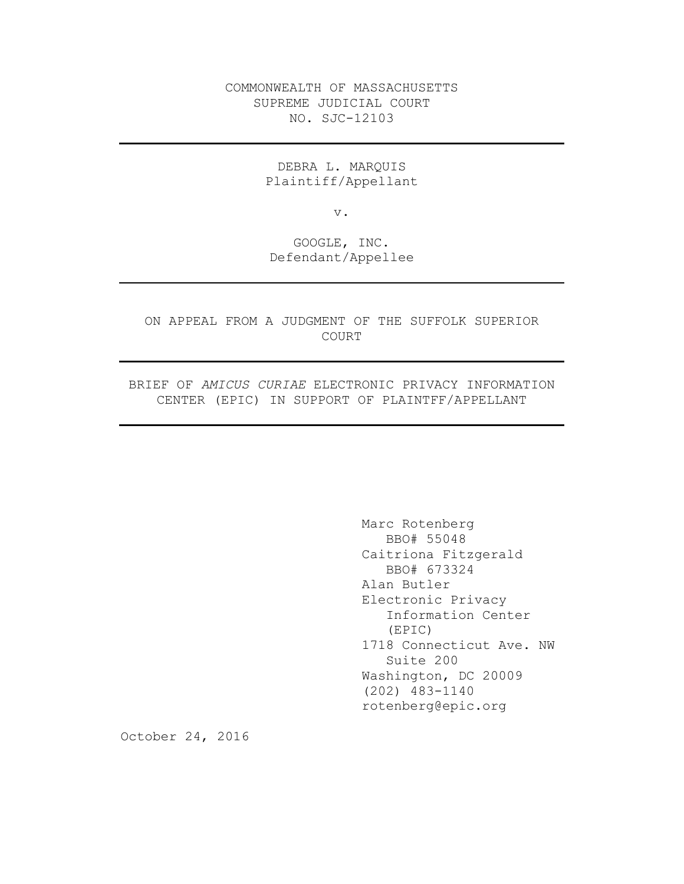COMMONWEALTH OF MASSACHUSETTS
SUPREME JUDICIAL COURT
NO. SJC-12103

---

DEBRA L. MARQUIS
Plaintiff/Appellant

v.

GOOGLE, INC.
Defendant/Appellee

---

ON APPEAL FROM A JUDGMENT OF THE SUFFOLK SUPERIOR COURT

---

BRIEF OF *AMICUS CURIAE* ELECTRONIC PRIVACY INFORMATION CENTER (EPIC) IN SUPPORT OF PLAINTFF/APPELLANT

---

Marc Rotenberg
BBO# 55048
Caitriona Fitzgerald
BBO# 673324
Alan Butler
Electronic Privacy Information Center (EPIC)
1718 Connecticut Ave. NW
Suite 200
Washington, DC 20009
(202) 483-1140
rotenberg@epic.org

October 24, 2016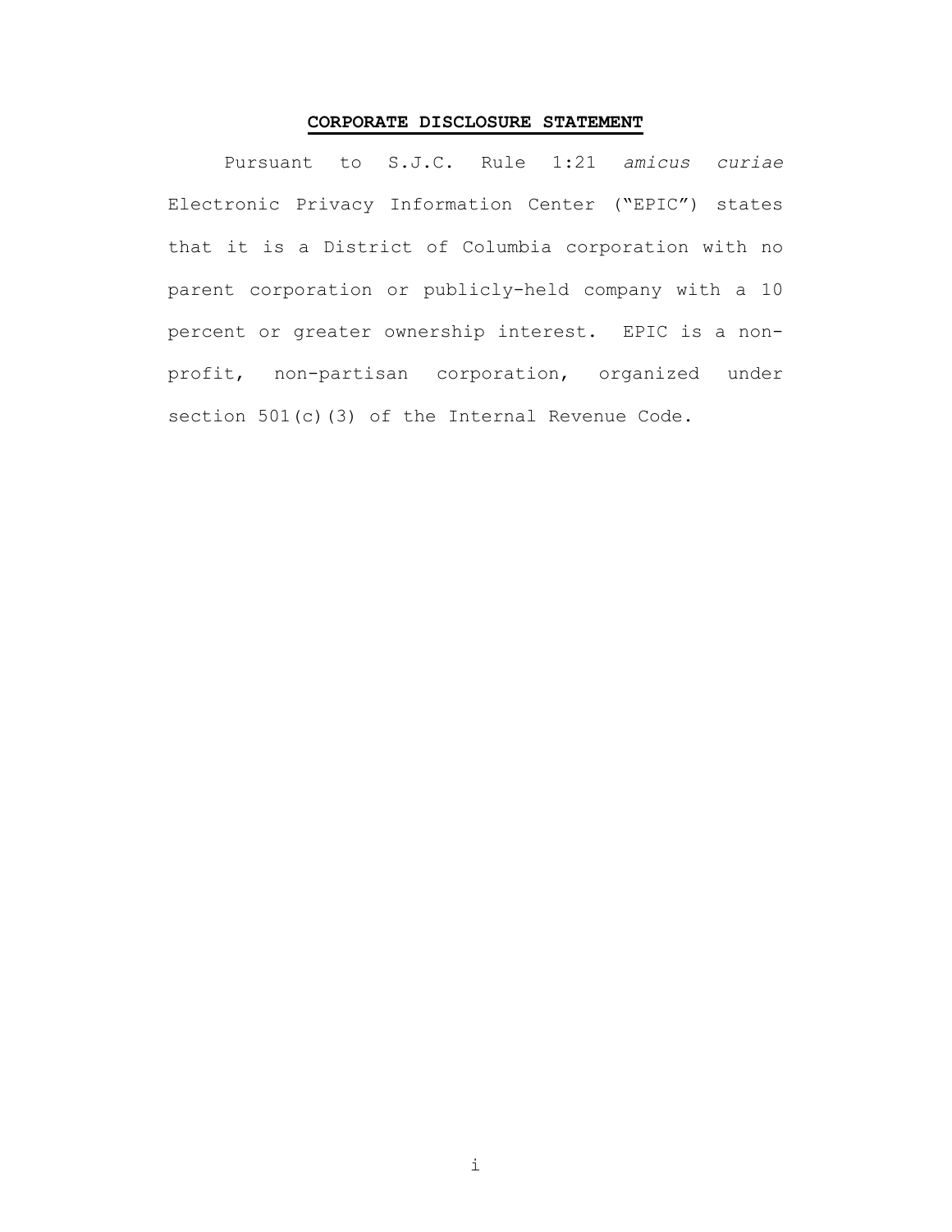## CORPORATE DISCLOSURE STATEMENT

Pursuant to S.J.C. Rule 1:21 *amicus curiae* Electronic Privacy Information Center ("EPIC") states that it is a District of Columbia corporation with no parent corporation or publicly-held company with a 10 percent or greater ownership interest. EPIC is a non-profit, non-partisan corporation, organized under section 501(c)(3) of the Internal Revenue Code.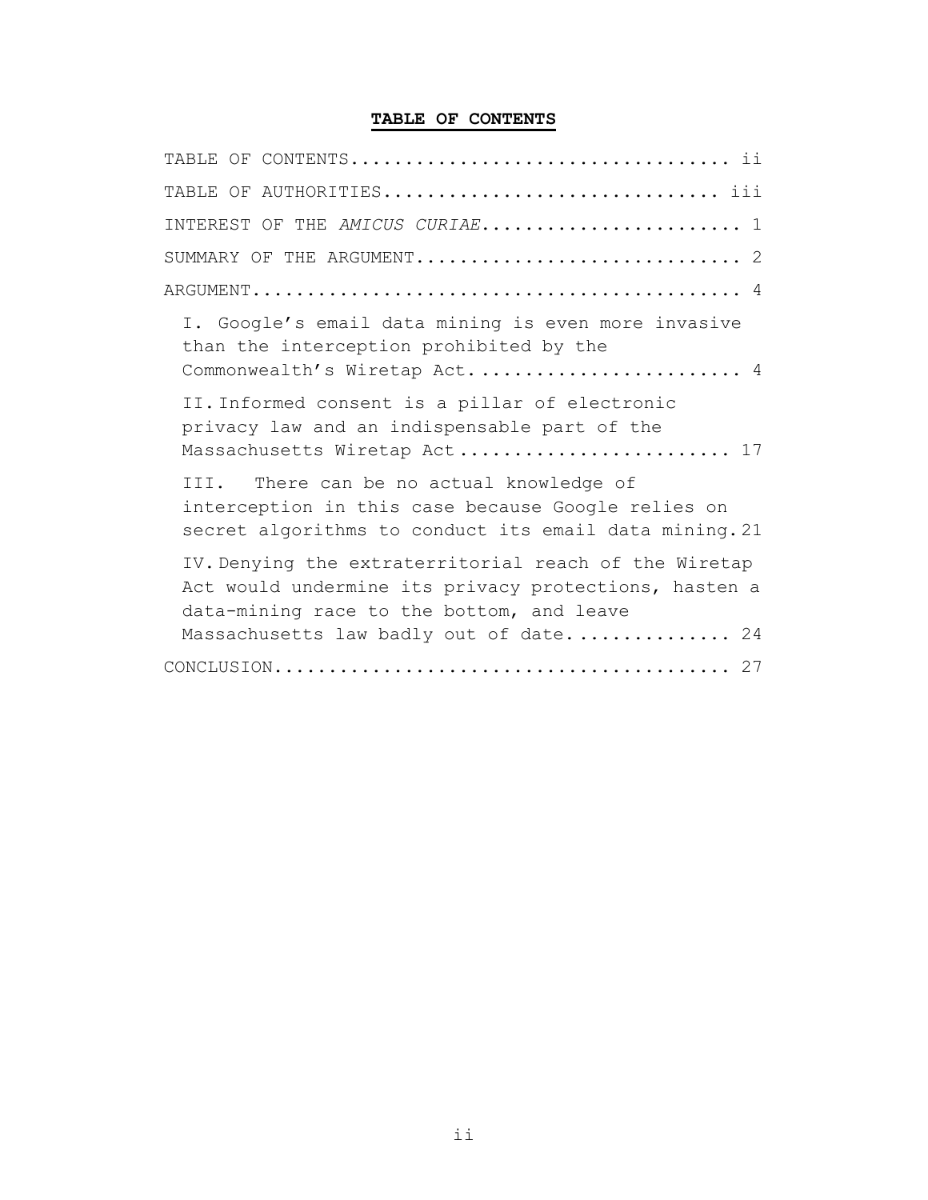# TABLE OF CONTENTS

TABLE OF CONTENTS .................................. ii

TABLE OF AUTHORITIES .............................. iii

INTEREST OF THE *AMICUS CURIAE* ....................... 1

SUMMARY OF THE ARGUMENT ............................. 2

ARGUMENT ............................................ 4

I. Google's email data mining is even more invasive than the interception prohibited by the Commonwealth's Wiretap Act ........................ 4

II. Informed consent is a pillar of electronic privacy law and an indispensable part of the Massachusetts Wiretap Act ........................ 17

III. There can be no actual knowledge of interception in this case because Google relies on secret algorithms to conduct its email data mining. 21

IV. Denying the extraterritorial reach of the Wiretap Act would undermine its privacy protections, hasten a data-mining race to the bottom, and leave Massachusetts law badly out of date ............... 24

CONCLUSION .......................................... 27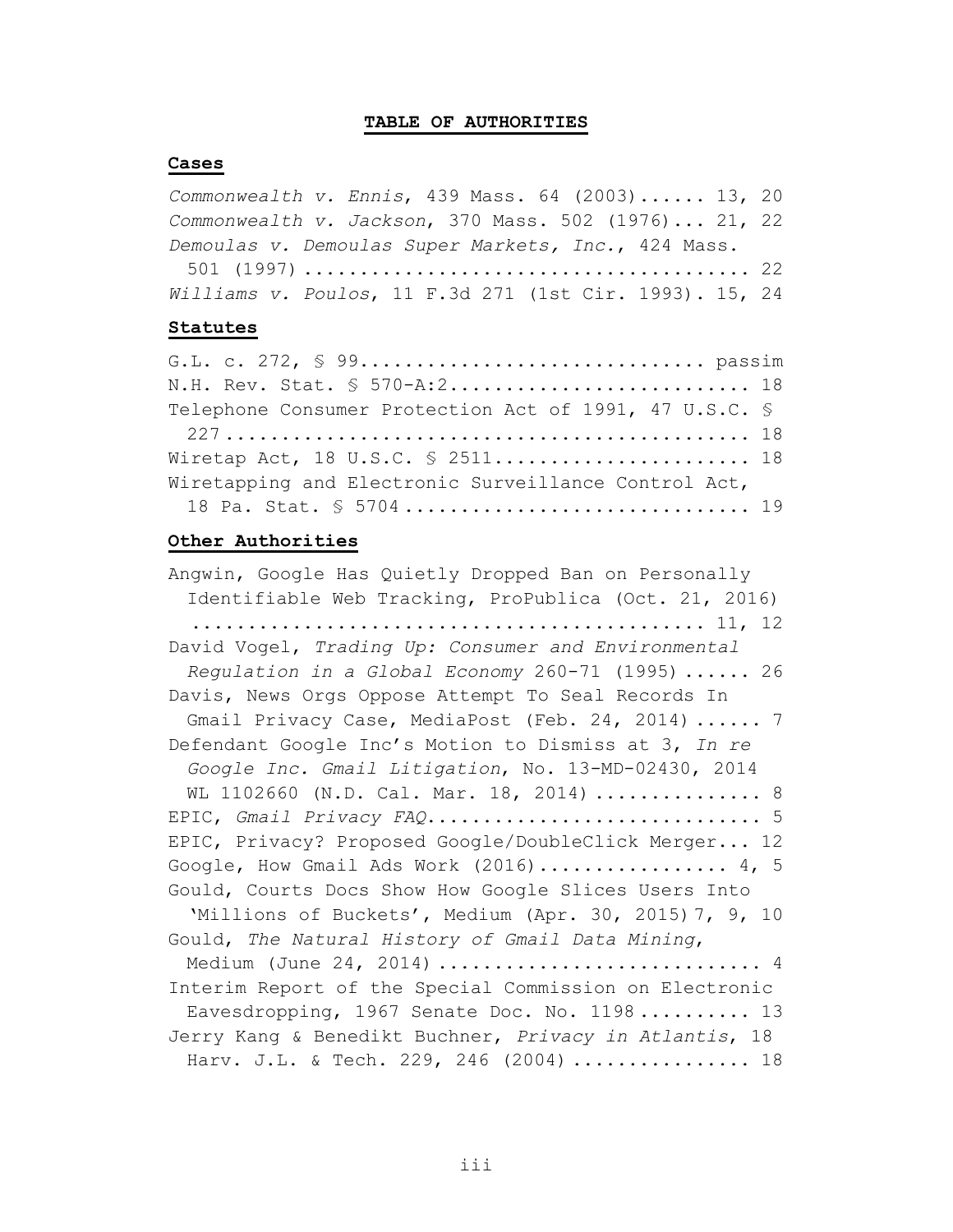# TABLE OF AUTHORITIES

## Cases

*Commonwealth v. Ennis*, 439 Mass. 64 (2003)...... 13, 20

*Commonwealth v. Jackson*, 370 Mass. 502 (1976)... 21, 22

*Demoulas v. Demoulas Super Markets, Inc.*, 424 Mass. 501 (1997) ....................................... 22

*Williams v. Poulos*, 11 F.3d 271 (1st Cir. 1993). 15, 24

## Statutes

G.L. c. 272, § 99.............................. passim

N.H. Rev. Stat. § 570-A:2.......................... 18

Telephone Consumer Protection Act of 1991, 47 U.S.C. § 227 ............................................... 18

Wiretap Act, 18 U.S.C. § 2511...................... 18

Wiretapping and Electronic Surveillance Control Act, 18 Pa. Stat. § 5704 .............................. 19

## Other Authorities

Angwin, Google Has Quietly Dropped Ban on Personally Identifiable Web Tracking, ProPublica (Oct. 21, 2016) ............................................... 11, 12

David Vogel, *Trading Up: Consumer and Environmental Regulation in a Global Economy* 260-71 (1995) ...... 26

Davis, News Orgs Oppose Attempt To Seal Records In Gmail Privacy Case, MediaPost (Feb. 24, 2014) ...... 7

Defendant Google Inc's Motion to Dismiss at 3, *In re Google Inc. Gmail Litigation*, No. 13-MD-02430, 2014 WL 1102660 (N.D. Cal. Mar. 18, 2014) ............... 8

EPIC, *Gmail Privacy FAQ*............................ 5

EPIC, Privacy? Proposed Google/DoubleClick Merger... 12

Google, How Gmail Ads Work (2016)................. 4, 5

Gould, Courts Docs Show How Google Slices Users Into 'Millions of Buckets', Medium (Apr. 30, 2015) 7, 9, 10

Gould, *The Natural History of Gmail Data Mining*, Medium (June 24, 2014) ............................ 4

Interim Report of the Special Commission on Electronic Eavesdropping, 1967 Senate Doc. No. 1198 .......... 13

Jerry Kang & Benedikt Buchner, *Privacy in Atlantis*, 18 Harv. J.L. & Tech. 229, 246 (2004) ................ 18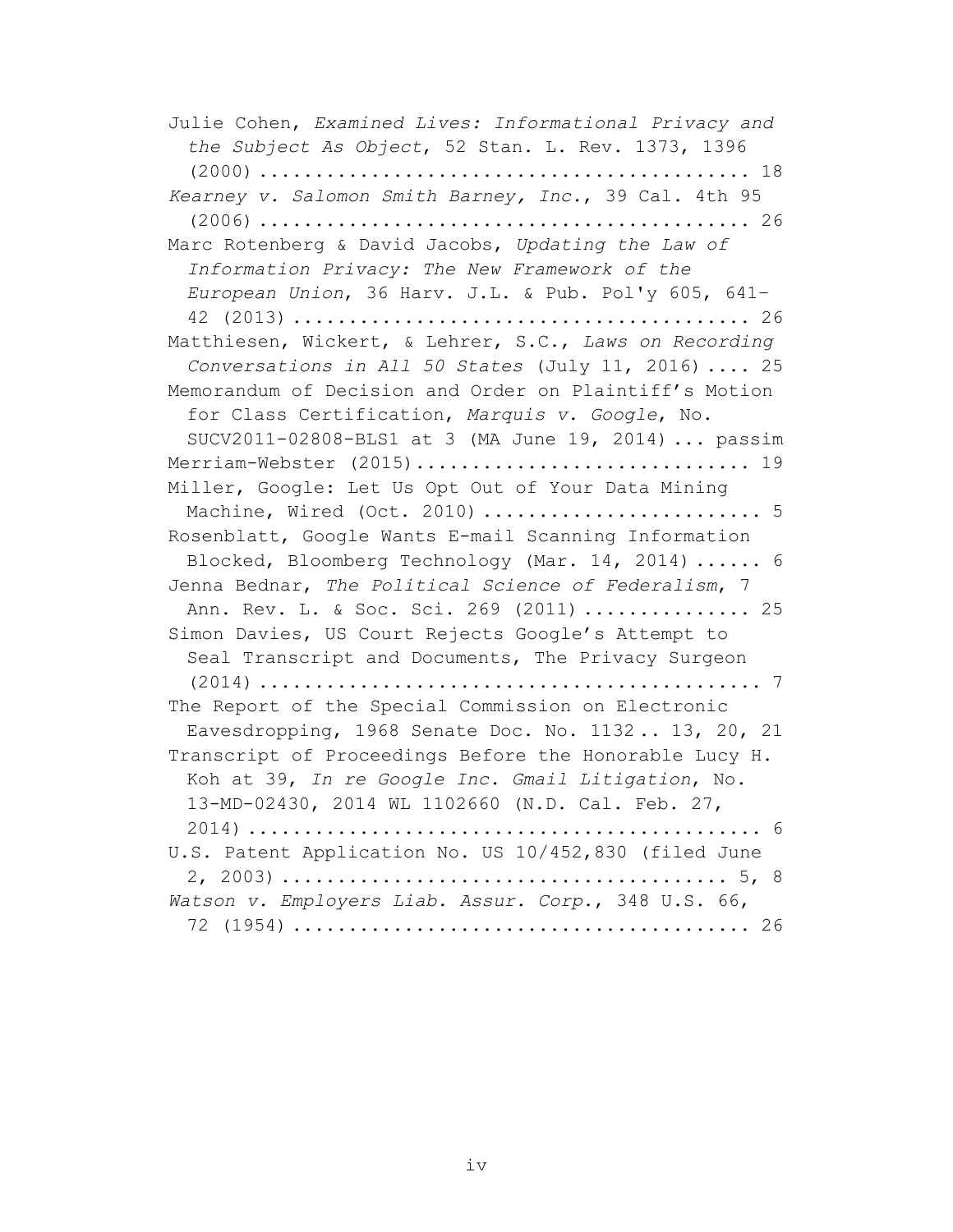Julie Cohen, *Examined Lives: Informational Privacy and the Subject As Object*, 52 Stan. L. Rev. 1373, 1396 (2000) ........................................... 18

*Kearney v. Salomon Smith Barney, Inc.*, 39 Cal. 4th 95 (2006) ........................................... 26

Marc Rotenberg & David Jacobs, *Updating the Law of Information Privacy: The New Framework of the European Union*, 36 Harv. J.L. & Pub. Pol'y 605, 641–42 (2013) ........................................ 26

Matthiesen, Wickert, & Lehrer, S.C., *Laws on Recording Conversations in All 50 States* (July 11, 2016) .... 25

Memorandum of Decision and Order on Plaintiff's Motion for Class Certification, *Marquis v. Google*, No. SUCV2011-02808-BLS1 at 3 (MA June 19, 2014) ... passim

Merriam-Webster (2015)............................. 19

Miller, Google: Let Us Opt Out of Your Data Mining Machine, Wired (Oct. 2010) ........................ 5

Rosenblatt, Google Wants E-mail Scanning Information Blocked, Bloomberg Technology (Mar. 14, 2014) ...... 6

Jenna Bednar, *The Political Science of Federalism*, 7 Ann. Rev. L. & Soc. Sci. 269 (2011) ............... 25

Simon Davies, US Court Rejects Google's Attempt to Seal Transcript and Documents, The Privacy Surgeon (2014) ............................................ 7

The Report of the Special Commission on Electronic Eavesdropping, 1968 Senate Doc. No. 1132 .. 13, 20, 21

Transcript of Proceedings Before the Honorable Lucy H. Koh at 39, *In re Google Inc. Gmail Litigation*, No. 13-MD-02430, 2014 WL 1102660 (N.D. Cal. Feb. 27, 2014) ............................................ 6

U.S. Patent Application No. US 10/452,830 (filed June 2, 2003) ....................................... 5, 8

*Watson v. Employers Liab. Assur. Corp.*, 348 U.S. 66, 72 (1954) ........................................ 26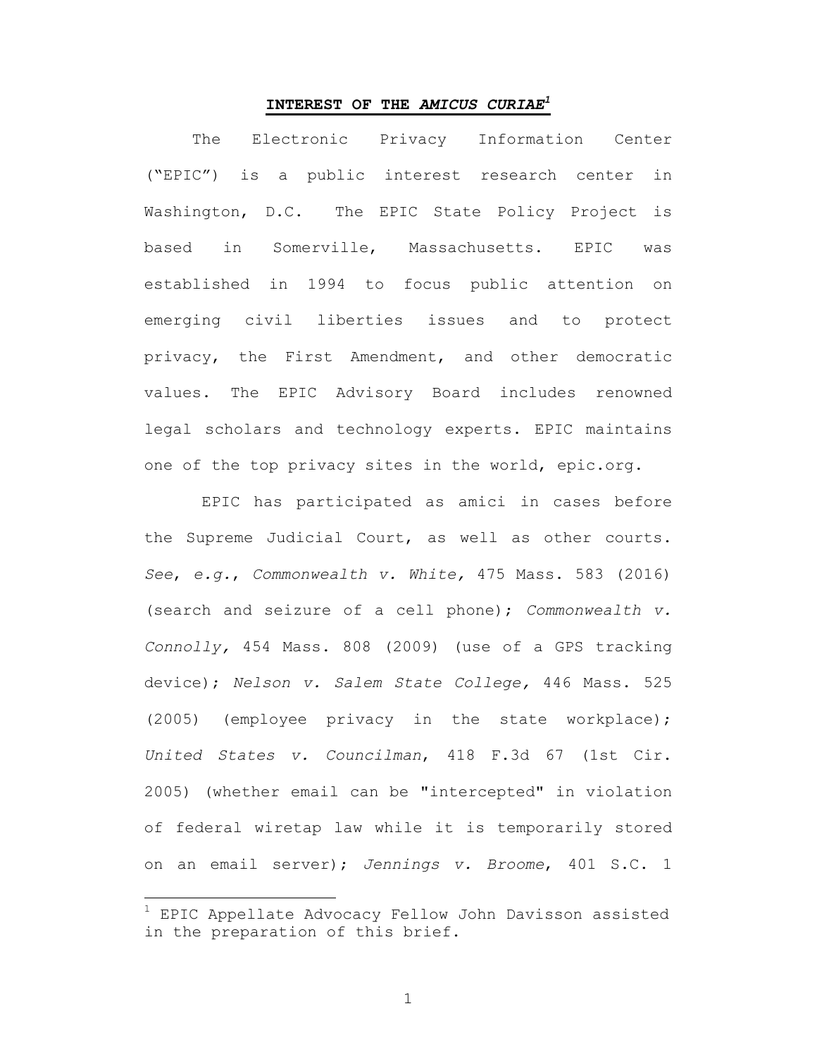## INTEREST OF THE *AMICUS CURIAE*[1]

The Electronic Privacy Information Center ("EPIC") is a public interest research center in Washington, D.C. The EPIC State Policy Project is based in Somerville, Massachusetts. EPIC was established in 1994 to focus public attention on emerging civil liberties issues and to protect privacy, the First Amendment, and other democratic values. The EPIC Advisory Board includes renowned legal scholars and technology experts. EPIC maintains one of the top privacy sites in the world, epic.org.

EPIC has participated as amici in cases before the Supreme Judicial Court, as well as other courts. *See*, *e.g.*, *Commonwealth v. White,* 475 Mass. 583 (2016) (search and seizure of a cell phone); *Commonwealth v. Connolly,* 454 Mass. 808 (2009) (use of a GPS tracking device); *Nelson v. Salem State College,* 446 Mass. 525 (2005) (employee privacy in the state workplace); *United States v. Councilman*, 418 F.3d 67 (1st Cir. 2005) (whether email can be "intercepted" in violation of federal wiretap law while it is temporarily stored on an email server); *Jennings v. Broome*, 401 S.C. 1

[1] EPIC Appellate Advocacy Fellow John Davisson assisted in the preparation of this brief.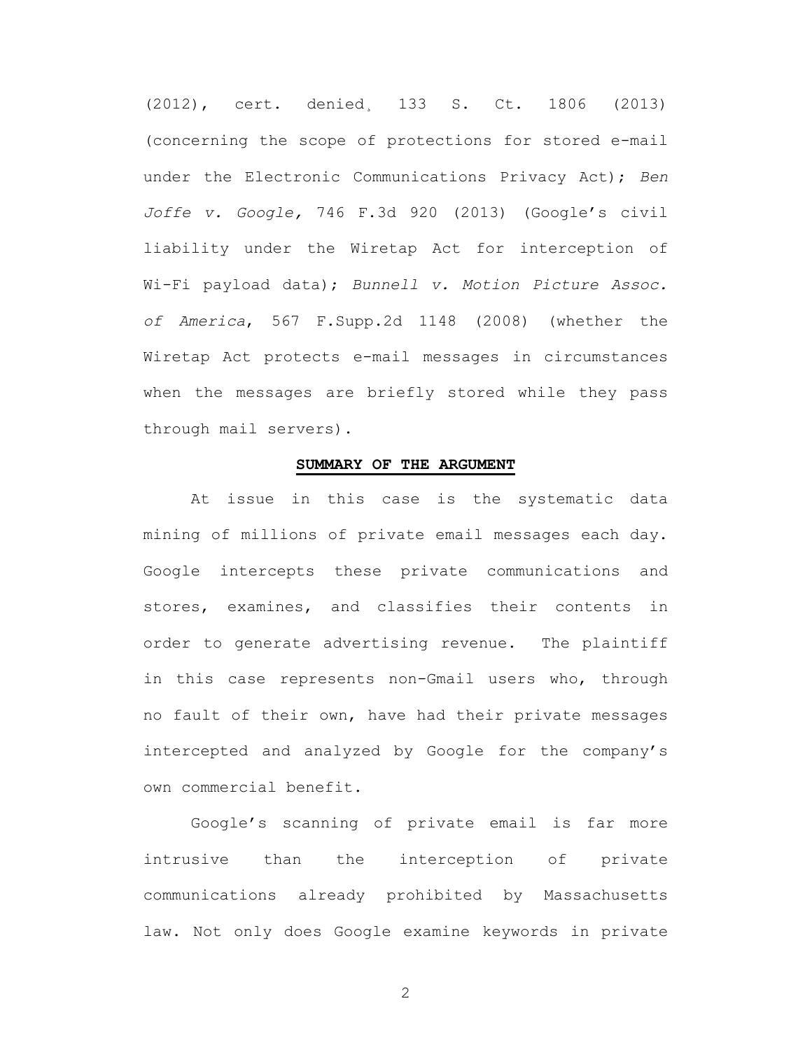(2012), cert. denied¸ 133 S. Ct. 1806 (2013) (concerning the scope of protections for stored e-mail under the Electronic Communications Privacy Act); *Ben Joffe v. Google,* 746 F.3d 920 (2013) (Google's civil liability under the Wiretap Act for interception of Wi-Fi payload data); *Bunnell v. Motion Picture Assoc. of America*, 567 F.Supp.2d 1148 (2008) (whether the Wiretap Act protects e-mail messages in circumstances when the messages are briefly stored while they pass through mail servers).

## SUMMARY OF THE ARGUMENT

At issue in this case is the systematic data mining of millions of private email messages each day. Google intercepts these private communications and stores, examines, and classifies their contents in order to generate advertising revenue. The plaintiff in this case represents non-Gmail users who, through no fault of their own, have had their private messages intercepted and analyzed by Google for the company's own commercial benefit.

Google's scanning of private email is far more intrusive than the interception of private communications already prohibited by Massachusetts law. Not only does Google examine keywords in private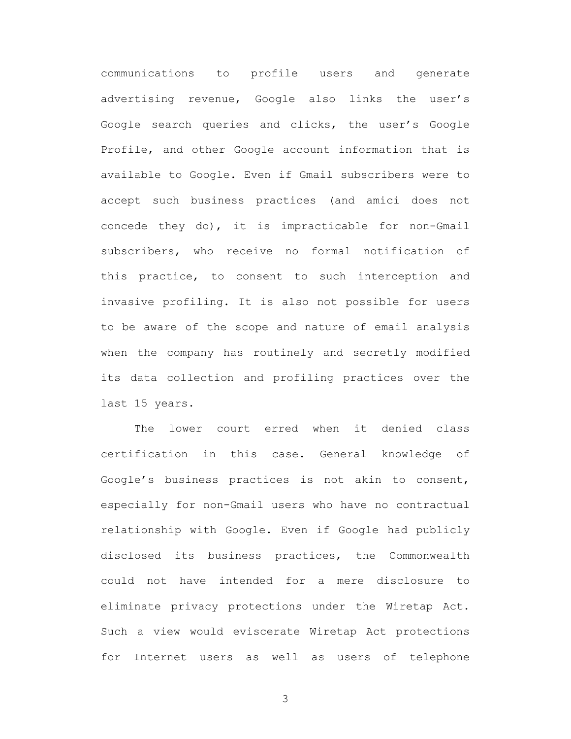communications to profile users and generate advertising revenue, Google also links the user's Google search queries and clicks, the user's Google Profile, and other Google account information that is available to Google. Even if Gmail subscribers were to accept such business practices (and amici does not concede they do), it is impracticable for non-Gmail subscribers, who receive no formal notification of this practice, to consent to such interception and invasive profiling. It is also not possible for users to be aware of the scope and nature of email analysis when the company has routinely and secretly modified its data collection and profiling practices over the last 15 years.

The lower court erred when it denied class certification in this case. General knowledge of Google's business practices is not akin to consent, especially for non-Gmail users who have no contractual relationship with Google. Even if Google had publicly disclosed its business practices, the Commonwealth could not have intended for a mere disclosure to eliminate privacy protections under the Wiretap Act. Such a view would eviscerate Wiretap Act protections for Internet users as well as users of telephone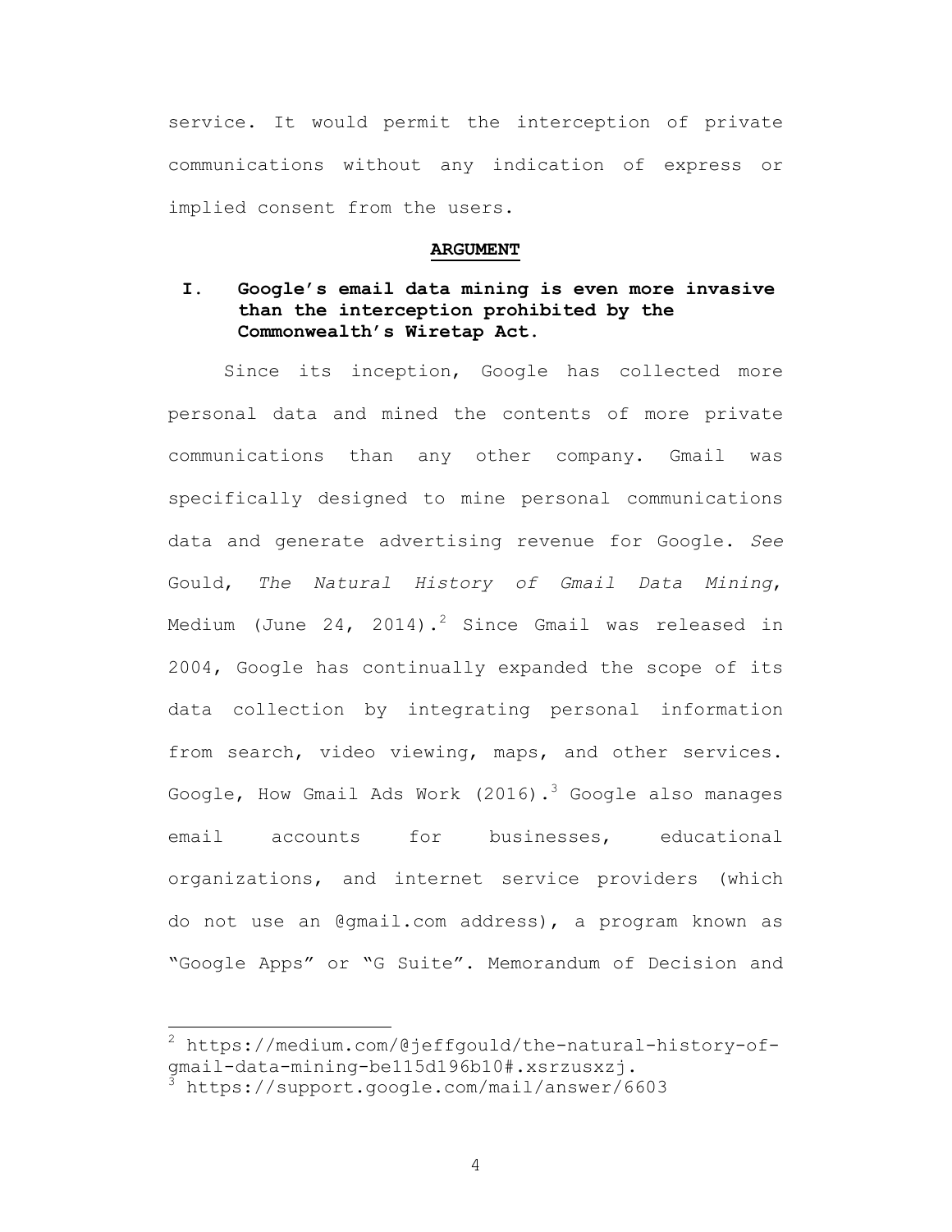service. It would permit the interception of private communications without any indication of express or implied consent from the users.

## ARGUMENT

### I. Google's email data mining is even more invasive than the interception prohibited by the Commonwealth's Wiretap Act.

Since its inception, Google has collected more personal data and mined the contents of more private communications than any other company. Gmail was specifically designed to mine personal communications data and generate advertising revenue for Google. *See* Gould, *The Natural History of Gmail Data Mining*, Medium (June 24, 2014).[2] Since Gmail was released in 2004, Google has continually expanded the scope of its data collection by integrating personal information from search, video viewing, maps, and other services. Google, How Gmail Ads Work (2016).[3] Google also manages email accounts for businesses, educational organizations, and internet service providers (which do not use an @gmail.com address), a program known as "Google Apps" or "G Suite". Memorandum of Decision and

---

[2] https://medium.com/@jeffgould/the-natural-history-of-gmail-data-mining-be115d196b10#.xsrzusxzj.

[3] https://support.google.com/mail/answer/6603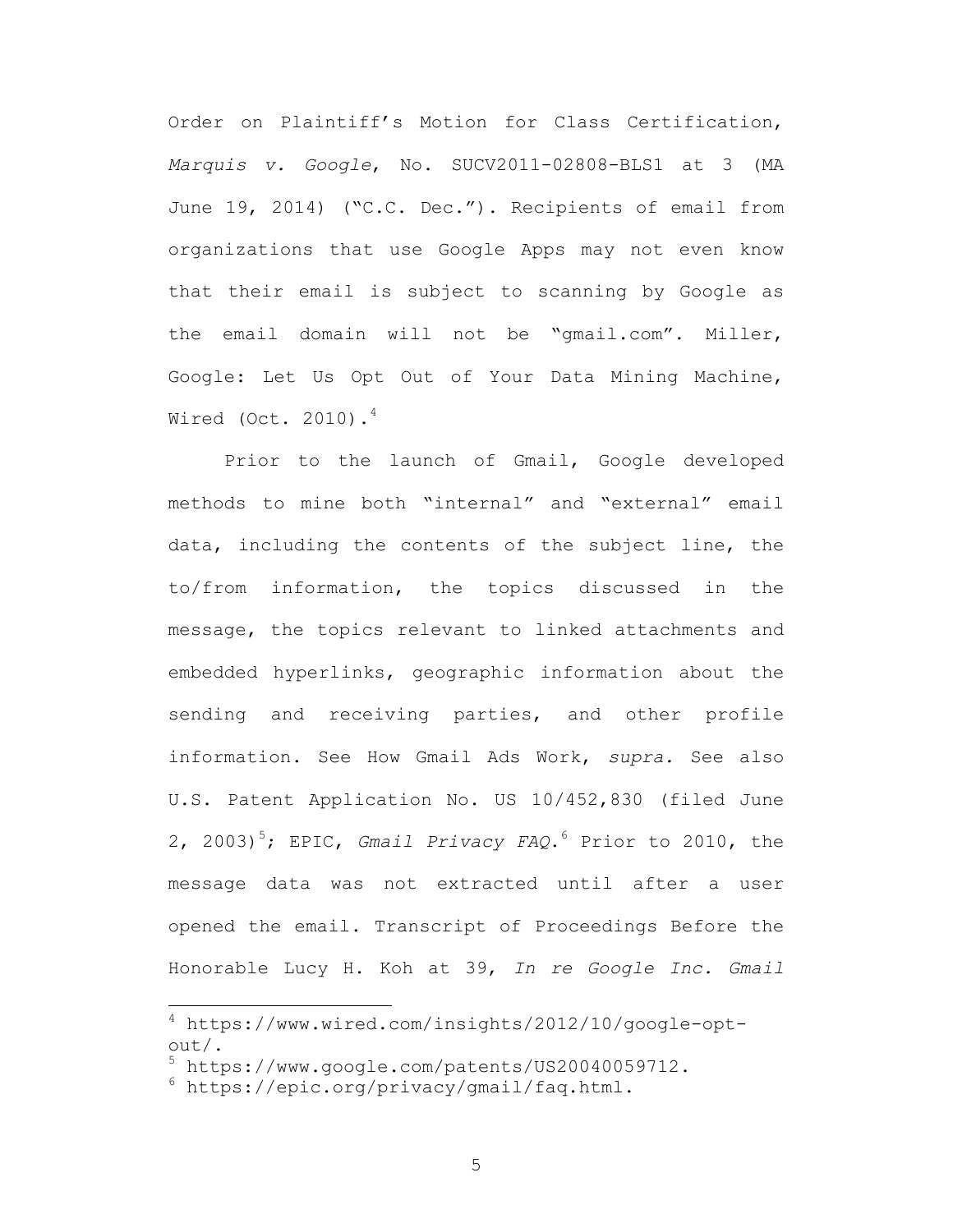Order on Plaintiff's Motion for Class Certification, *Marquis v. Google*, No. SUCV2011-02808-BLS1 at 3 (MA June 19, 2014) ("C.C. Dec."). Recipients of email from organizations that use Google Apps may not even know that their email is subject to scanning by Google as the email domain will not be "gmail.com". Miller, Google: Let Us Opt Out of Your Data Mining Machine, Wired (Oct. 2010).[4]

Prior to the launch of Gmail, Google developed methods to mine both "internal" and "external" email data, including the contents of the subject line, the to/from information, the topics discussed in the message, the topics relevant to linked attachments and embedded hyperlinks, geographic information about the sending and receiving parties, and other profile information. See How Gmail Ads Work, *supra.* See also U.S. Patent Application No. US 10/452,830 (filed June 2, 2003)[5]; EPIC, *Gmail Privacy FAQ*.[6] Prior to 2010, the message data was not extracted until after a user opened the email. Transcript of Proceedings Before the Honorable Lucy H. Koh at 39, *In re Google Inc. Gmail*

---

[4] https://www.wired.com/insights/2012/10/google-opt-out/.

[5] https://www.google.com/patents/US20040059712.

[6] https://epic.org/privacy/gmail/faq.html.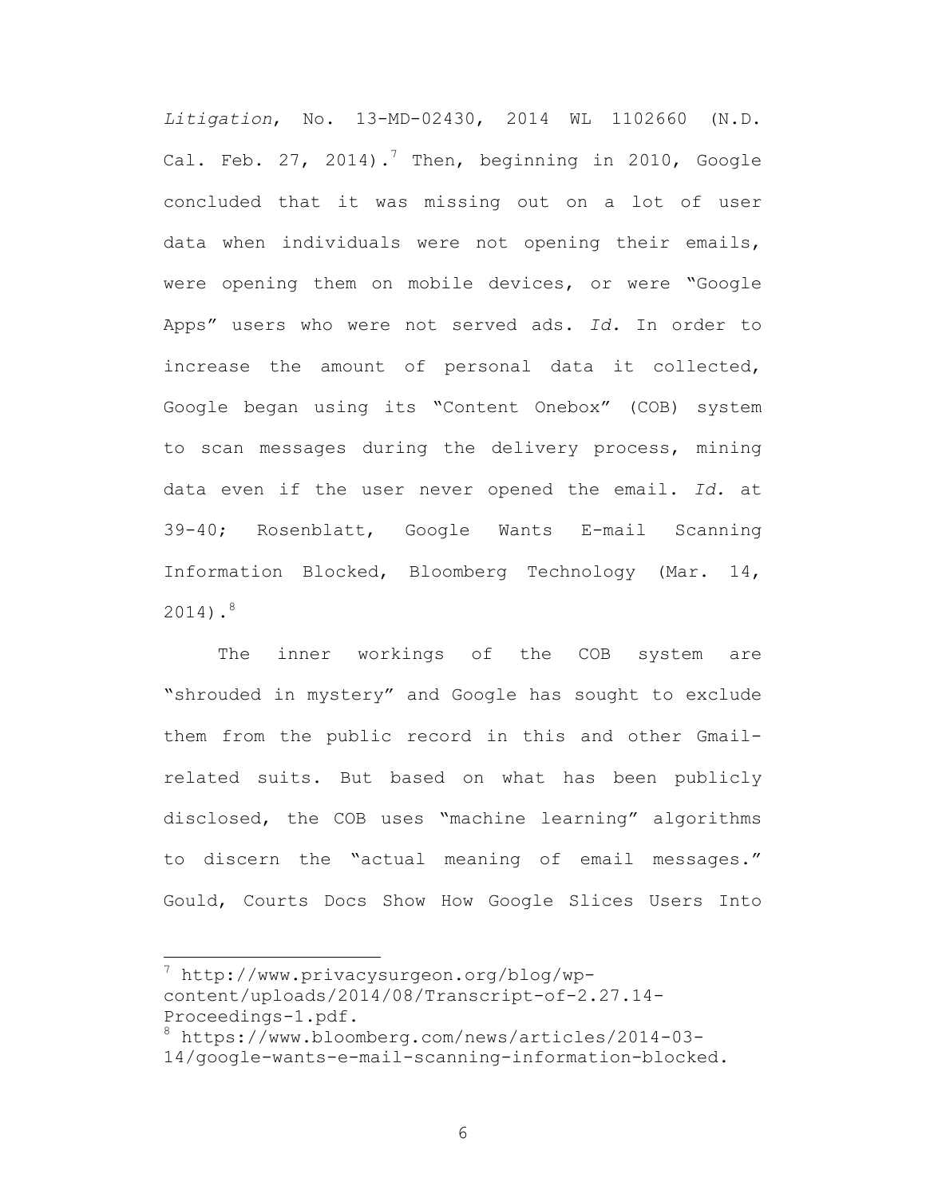*Litigation*, No. 13-MD-02430, 2014 WL 1102660 (N.D. Cal. Feb. 27, 2014).[7] Then, beginning in 2010, Google concluded that it was missing out on a lot of user data when individuals were not opening their emails, were opening them on mobile devices, or were "Google Apps" users who were not served ads. *Id.* In order to increase the amount of personal data it collected, Google began using its "Content Onebox" (COB) system to scan messages during the delivery process, mining data even if the user never opened the email. *Id.* at 39-40; Rosenblatt, Google Wants E-mail Scanning Information Blocked, Bloomberg Technology (Mar. 14, 2014).[8]

The inner workings of the COB system are "shrouded in mystery" and Google has sought to exclude them from the public record in this and other Gmail-related suits. But based on what has been publicly disclosed, the COB uses "machine learning" algorithms to discern the "actual meaning of email messages." Gould, Courts Docs Show How Google Slices Users Into

---

[7] http://www.privacysurgeon.org/blog/wp-content/uploads/2014/08/Transcript-of-2.27.14-Proceedings-1.pdf.

[8] https://www.bloomberg.com/news/articles/2014-03-14/google-wants-e-mail-scanning-information-blocked.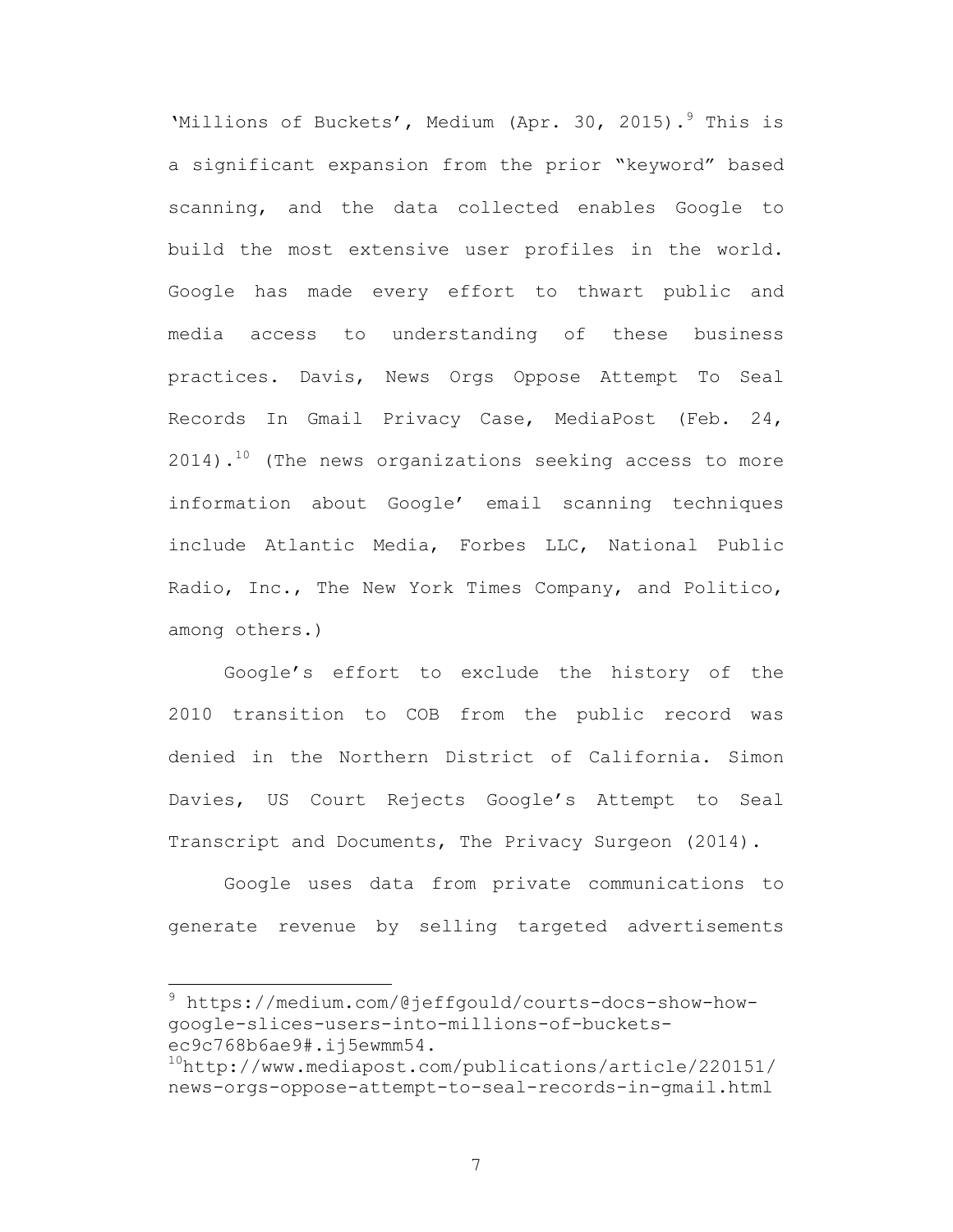'Millions of Buckets', Medium (Apr. 30, 2015).[9] This is a significant expansion from the prior "keyword" based scanning, and the data collected enables Google to build the most extensive user profiles in the world. Google has made every effort to thwart public and media access to understanding of these business practices. Davis, News Orgs Oppose Attempt To Seal Records In Gmail Privacy Case, MediaPost (Feb. 24, 2014).[10] (The news organizations seeking access to more information about Google' email scanning techniques include Atlantic Media, Forbes LLC, National Public Radio, Inc., The New York Times Company, and Politico, among others.)

Google's effort to exclude the history of the 2010 transition to COB from the public record was denied in the Northern District of California. Simon Davies, US Court Rejects Google's Attempt to Seal Transcript and Documents, The Privacy Surgeon (2014).

Google uses data from private communications to generate revenue by selling targeted advertisements

---

[9] https://medium.com/@jeffgould/courts-docs-show-how-google-slices-users-into-millions-of-buckets-ec9c768b6ae9#.ij5ewmm54.

[10] http://www.mediapost.com/publications/article/220151/news-orgs-oppose-attempt-to-seal-records-in-gmail.html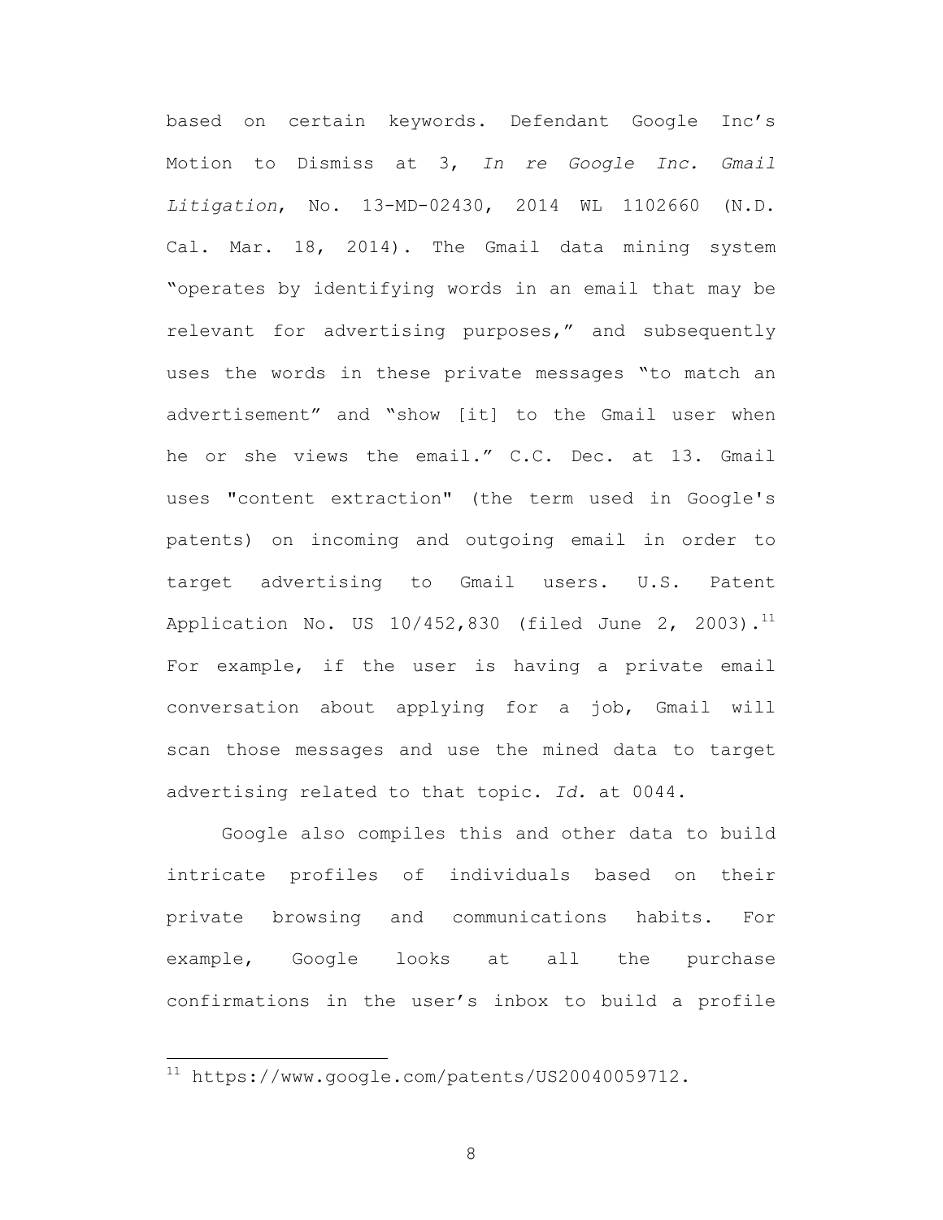based on certain keywords. Defendant Google Inc's Motion to Dismiss at 3, *In re Google Inc. Gmail Litigation*, No. 13-MD-02430, 2014 WL 1102660 (N.D. Cal. Mar. 18, 2014). The Gmail data mining system "operates by identifying words in an email that may be relevant for advertising purposes," and subsequently uses the words in these private messages "to match an advertisement" and "show [it] to the Gmail user when he or she views the email." C.C. Dec. at 13. Gmail uses "content extraction" (the term used in Google's patents) on incoming and outgoing email in order to target advertising to Gmail users. U.S. Patent Application No. US 10/452,830 (filed June 2, 2003).[11] For example, if the user is having a private email conversation about applying for a job, Gmail will scan those messages and use the mined data to target advertising related to that topic. *Id.* at 0044.

Google also compiles this and other data to build intricate profiles of individuals based on their private browsing and communications habits. For example, Google looks at all the purchase confirmations in the user's inbox to build a profile

---

[11] https://www.google.com/patents/US20040059712.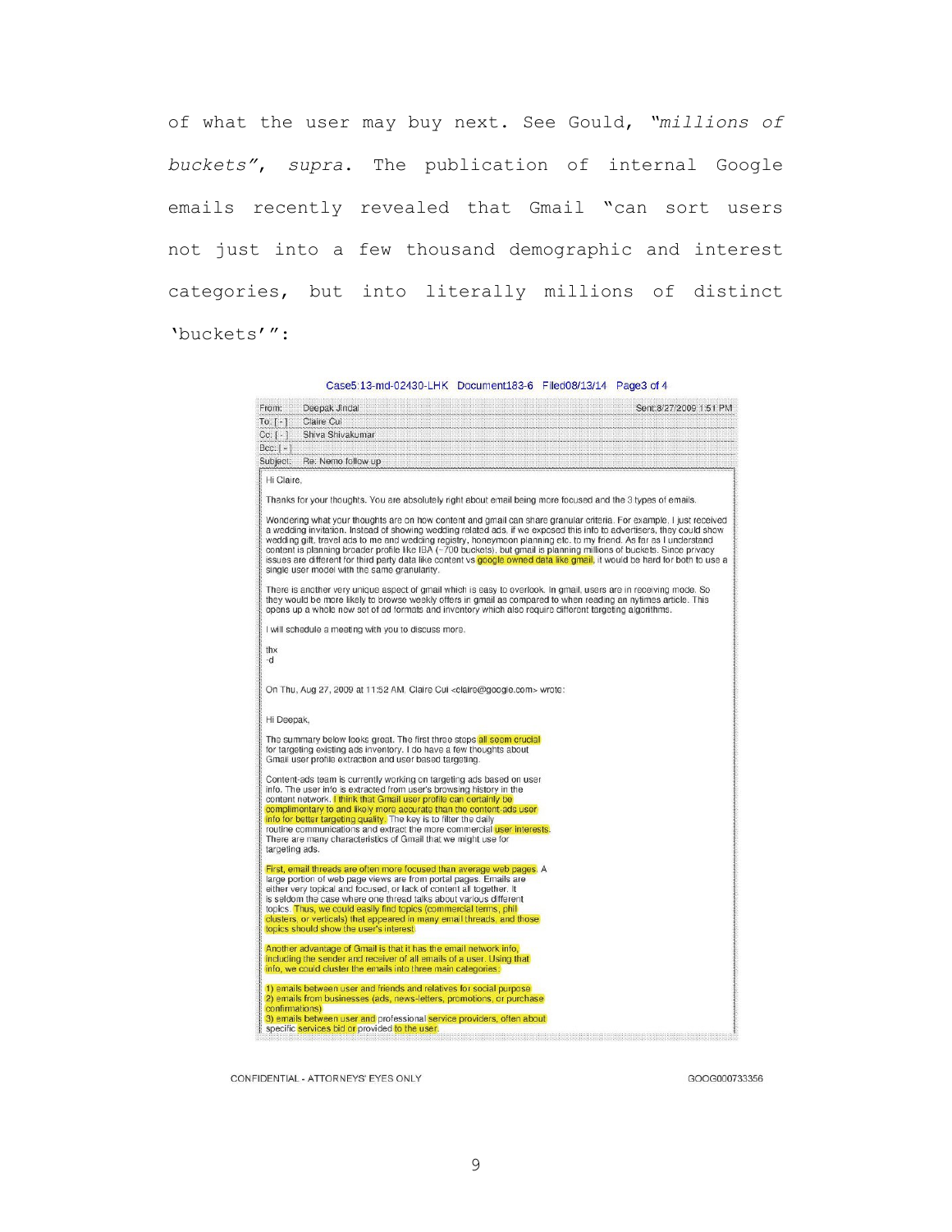of what the user may buy next. See Gould, "*millions of buckets*", *supra*. The publication of internal Google emails recently revealed that Gmail "can sort users not just into a few thousand demographic and interest categories, but into literally millions of distinct 'buckets'":

Case5:13-md-02430-LHK Document183-6 Filed08/13/14 Page3 of 4

| | | |
|---|---|---|
| From: | Deepak Jindal | Sent: 8/27/2009 1:51 PM |
| To: [-] | Claire Cui | |
| Cc: [-] | Shiva Shivakumar | |
| Bcc: [-] | | |
| Subject: | Re: Nemo follow up | |

Hi Claire,

Thanks for your thoughts. You are absolutely right about email being more focused and the 3 types of emails.

Wondering what your thoughts are on how content and gmail can share granular criteria. For example, I just received a wedding invitation. Instead of showing wedding related ads, if we exposed this info to advertisers, they could show wedding gift, travel ads to me and wedding registry, honeymoon planning etc. to my friend. As far as I understand content is planning broader profile like IBA (~700 buckets), but gmail is planning millions of buckets. Since privacy issues are different for third party data like content vs google owned data like gmail, it would be hard for both to use a single user model with the same granularity.

There is another very unique aspect of gmail which is easy to overlook. In gmail, users are in receiving mode. So they would be more likely to browse weekly offers in gmail as compared to when reading an nytimes article. This opens up a whole new set of ad formats and inventory which also require different targeting algorithms.

I will schedule a meeting with you to discuss more.

thx
-d

On Thu, Aug 27, 2009 at 11:52 AM, Claire Cui <claire@google.com> wrote:

Hi Deepak,

The summary below looks great. The first three steps all seem crucial for targeting existing ads inventory. I do have a few thoughts about Gmail user profile extraction and user based targeting.

Content-ads team is currently working on targeting ads based on user info. The user info is extracted from user's browsing history in the content network. I think that Gmail user profile can certainly be complimentary to and likely more accurate than the content-ads user info for better targeting quality. The key is to filter the daily routine communications and extract the more commercial user interests. There are many characteristics of Gmail that we might use for targeting ads.

First, email threads are often more focused than average web pages. A large portion of web page views are from portal pages. Emails are either very topical and focused, or lack of content all together. It is seldom the case where one thread talks about various different topics. Thus, we could easily find topics (commercial terms, phil clusters, or verticals) that appeared in many email threads, and those topics should show the user's interest.

Another advantage of Gmail is that it has the email network info, including the sender and receiver of all emails of a user. Using that info, we could cluster the emails into three main categories:

1) emails between user and friends and relatives for social purpose
2) emails from businesses (ads, news-letters, promotions, or purchase confirmations)
3) emails between user and professional service providers, often about specific services bid or provided to the user.

CONFIDENTIAL - ATTORNEYS' EYES ONLY GOOG000733356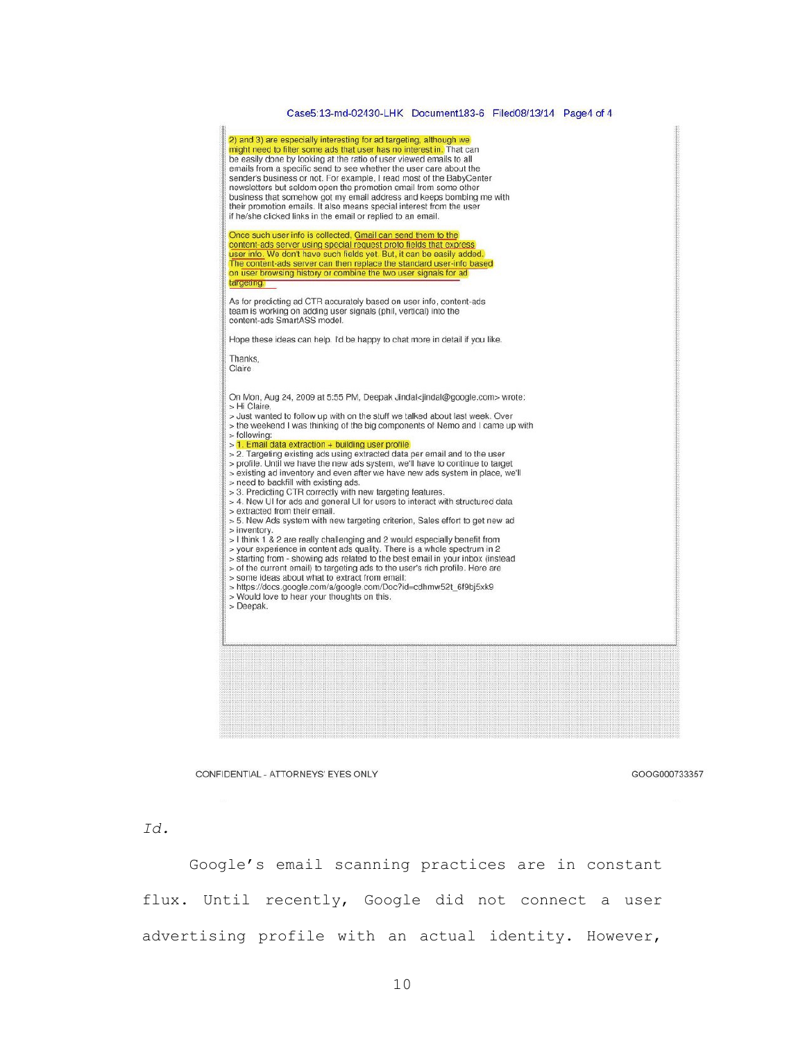2) and 3) are especially interesting for ad targeting, although we might need to filter some ads that user has no interest in. That can be easily done by looking at the ratio of user viewed emails to all emails from a specific send to see whether the user care about the sender's business or not. For example, I read most of the BabyCenter newsletters but seldom open the promotion email from some other business that somehow got my email address and keeps bombing me with their promotion emails. It also means special interest from the user if he/she clicked links in the email or replied to an email.

Once such user info is collected, Gmail can send them to the content-ads server using special request proto fields that express user info. We don't have such fields yet. But, it can be easily added. The content-ads server can then replace the standard user-info based on user browsing history or combine the two user signals for ad targeting.

As for predicting ad CTR accurately based on user info, content-ads team is working on adding user signals (phil, vertical) into the content-ads SmartASS model.

Hope these ideas can help. I'd be happy to chat more in detail if you like.

Thanks,
Claire

On Mon, Aug 24, 2009 at 5:55 PM, Deepak Jindal<jindal@google.com> wrote:
> Hi Claire,
> Just wanted to follow up with on the stuff we talked about last week. Over
> the weekend I was thinking of the big components of Nemo and I came up with
> following:
> 1. Email data extraction + building user profile
> 2. Targeting existing ads using extracted data per email and to the user
> profile. Until we have the new ads system, we'll have to continue to target
> existing ad inventory and even after we have new ads system in place, we'll
> need to backfill with existing ads.
> 3. Predicting CTR correctly with new targeting features.
> 4. New UI for ads and general UI for users to interact with structured data
> extracted from their email.
> 5. New Ads system with new targeting criterion, Sales effort to get new ad
> inventory.
> I think 1 & 2 are really challenging and 2 would especially benefit from
> your experience in content ads quality. There is a whole spectrum in 2
> starting from - showing ads related to the best email in your inbox (instead
> of the current email) to targeting ads to the user's rich profile. Here are
> some ideas about what to extract from email:
> https://docs.google.com/a/google.com/Doc?id=cdhmw52t_6f9bj5xk9
> Would love to hear your thoughts on this.
> Deepak.

CONFIDENTIAL - ATTORNEYS' EYES ONLY GOOG000733357

*Id.*

Google's email scanning practices are in constant flux. Until recently, Google did not connect a user advertising profile with an actual identity. However,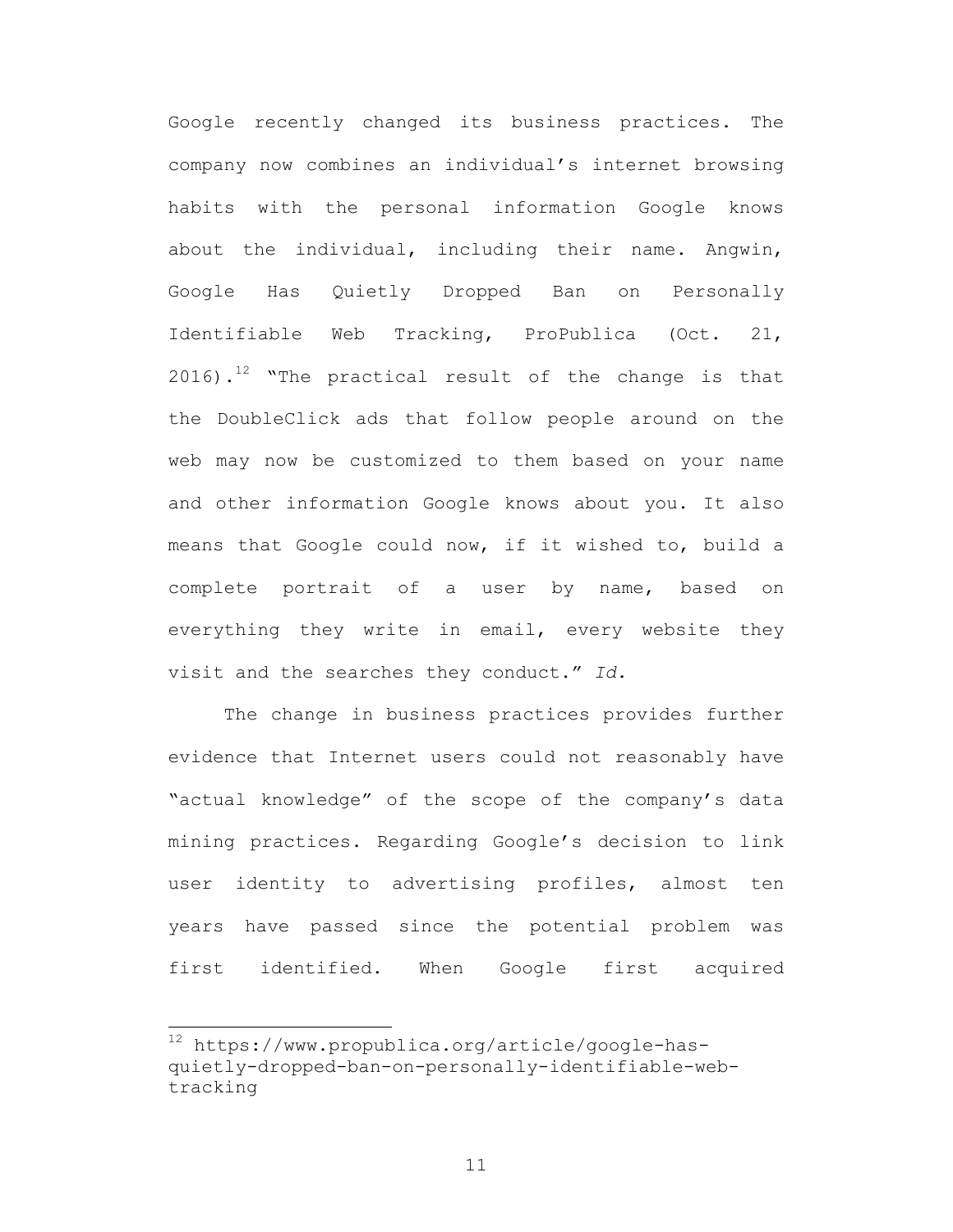Google recently changed its business practices. The company now combines an individual's internet browsing habits with the personal information Google knows about the individual, including their name. Angwin, Google Has Quietly Dropped Ban on Personally Identifiable Web Tracking, ProPublica (Oct. 21, 2016).[12] "The practical result of the change is that the DoubleClick ads that follow people around on the web may now be customized to them based on your name and other information Google knows about you. It also means that Google could now, if it wished to, build a complete portrait of a user by name, based on everything they write in email, every website they visit and the searches they conduct." *Id.*

The change in business practices provides further evidence that Internet users could not reasonably have "actual knowledge" of the scope of the company's data mining practices. Regarding Google's decision to link user identity to advertising profiles, almost ten years have passed since the potential problem was first identified. When Google first acquired

---

[12] https://www.propublica.org/article/google-has-quietly-dropped-ban-on-personally-identifiable-web-tracking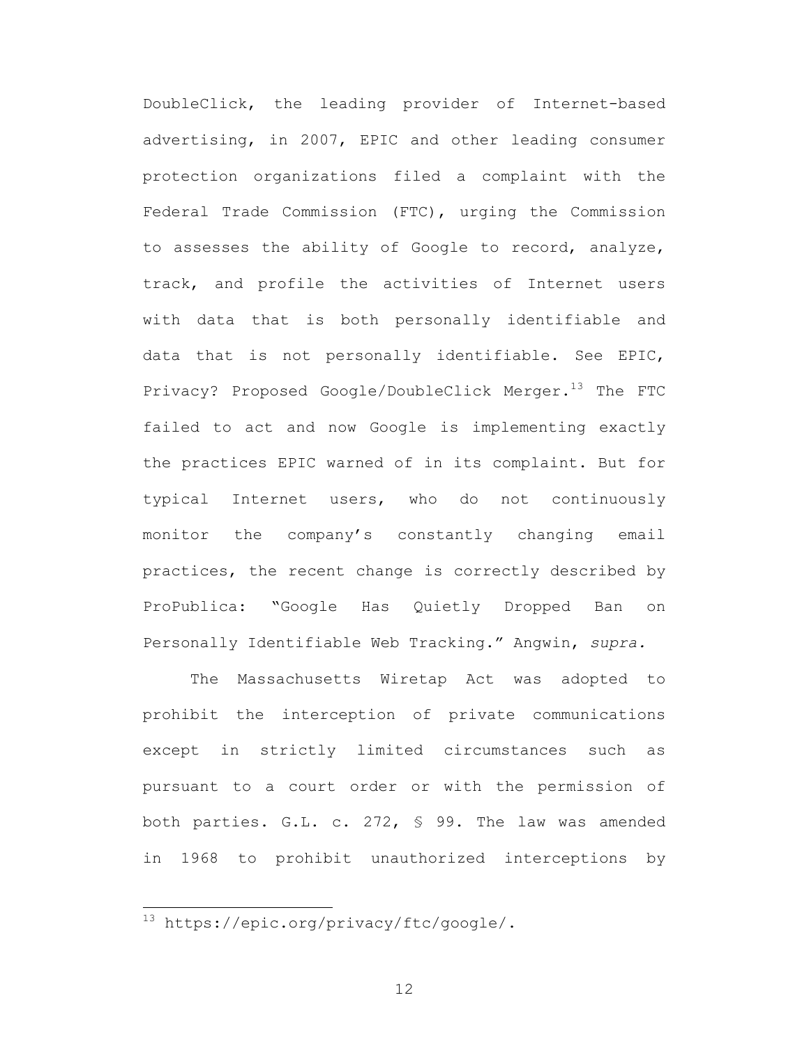DoubleClick, the leading provider of Internet-based advertising, in 2007, EPIC and other leading consumer protection organizations filed a complaint with the Federal Trade Commission (FTC), urging the Commission to assesses the ability of Google to record, analyze, track, and profile the activities of Internet users with data that is both personally identifiable and data that is not personally identifiable. See EPIC, Privacy? Proposed Google/DoubleClick Merger.[13] The FTC failed to act and now Google is implementing exactly the practices EPIC warned of in its complaint. But for typical Internet users, who do not continuously monitor the company's constantly changing email practices, the recent change is correctly described by ProPublica: "Google Has Quietly Dropped Ban on Personally Identifiable Web Tracking." Angwin, *supra.*

The Massachusetts Wiretap Act was adopted to prohibit the interception of private communications except in strictly limited circumstances such as pursuant to a court order or with the permission of both parties. G.L. c. 272, § 99. The law was amended in 1968 to prohibit unauthorized interceptions by

---

[13] https://epic.org/privacy/ftc/google/.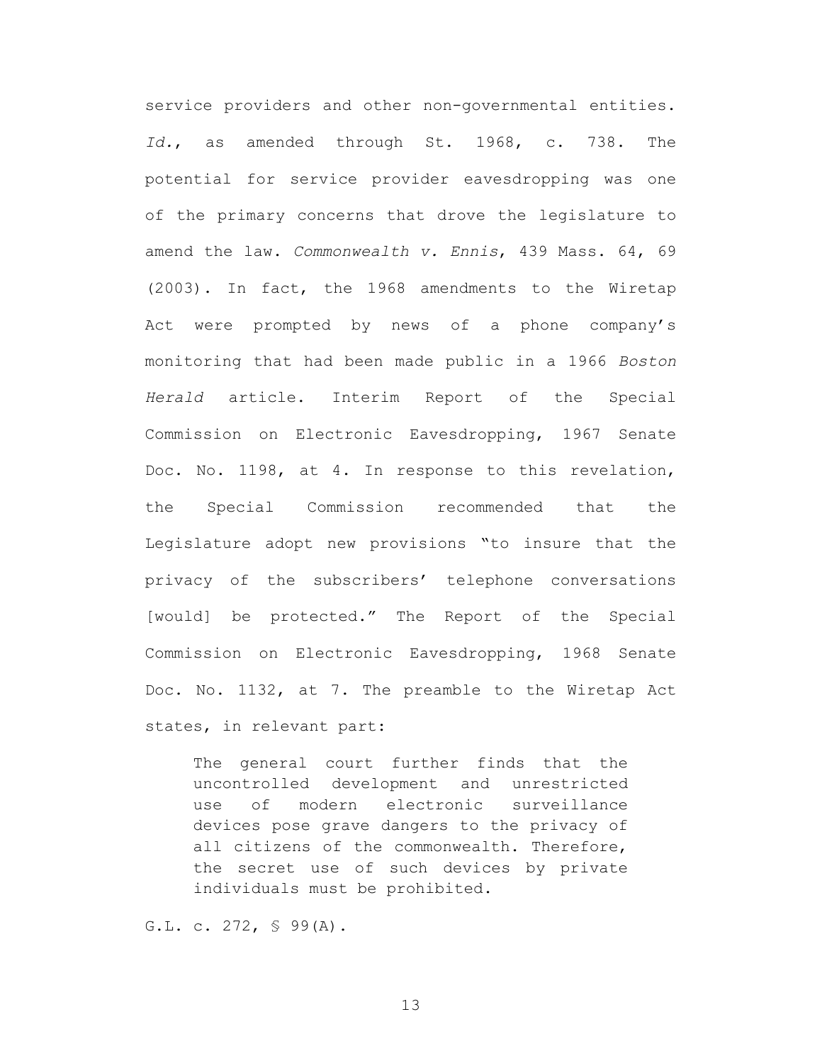service providers and other non-governmental entities. *Id.*, as amended through St. 1968, c. 738. The potential for service provider eavesdropping was one of the primary concerns that drove the legislature to amend the law. *Commonwealth v. Ennis*, 439 Mass. 64, 69 (2003). In fact, the 1968 amendments to the Wiretap Act were prompted by news of a phone company's monitoring that had been made public in a 1966 *Boston Herald* article. Interim Report of the Special Commission on Electronic Eavesdropping, 1967 Senate Doc. No. 1198, at 4. In response to this revelation, the Special Commission recommended that the Legislature adopt new provisions "to insure that the privacy of the subscribers' telephone conversations [would] be protected." The Report of the Special Commission on Electronic Eavesdropping, 1968 Senate Doc. No. 1132, at 7. The preamble to the Wiretap Act states, in relevant part:

> The general court further finds that the uncontrolled development and unrestricted use of modern electronic surveillance devices pose grave dangers to the privacy of all citizens of the commonwealth. Therefore, the secret use of such devices by private individuals must be prohibited.

G.L. c. 272, § 99(A).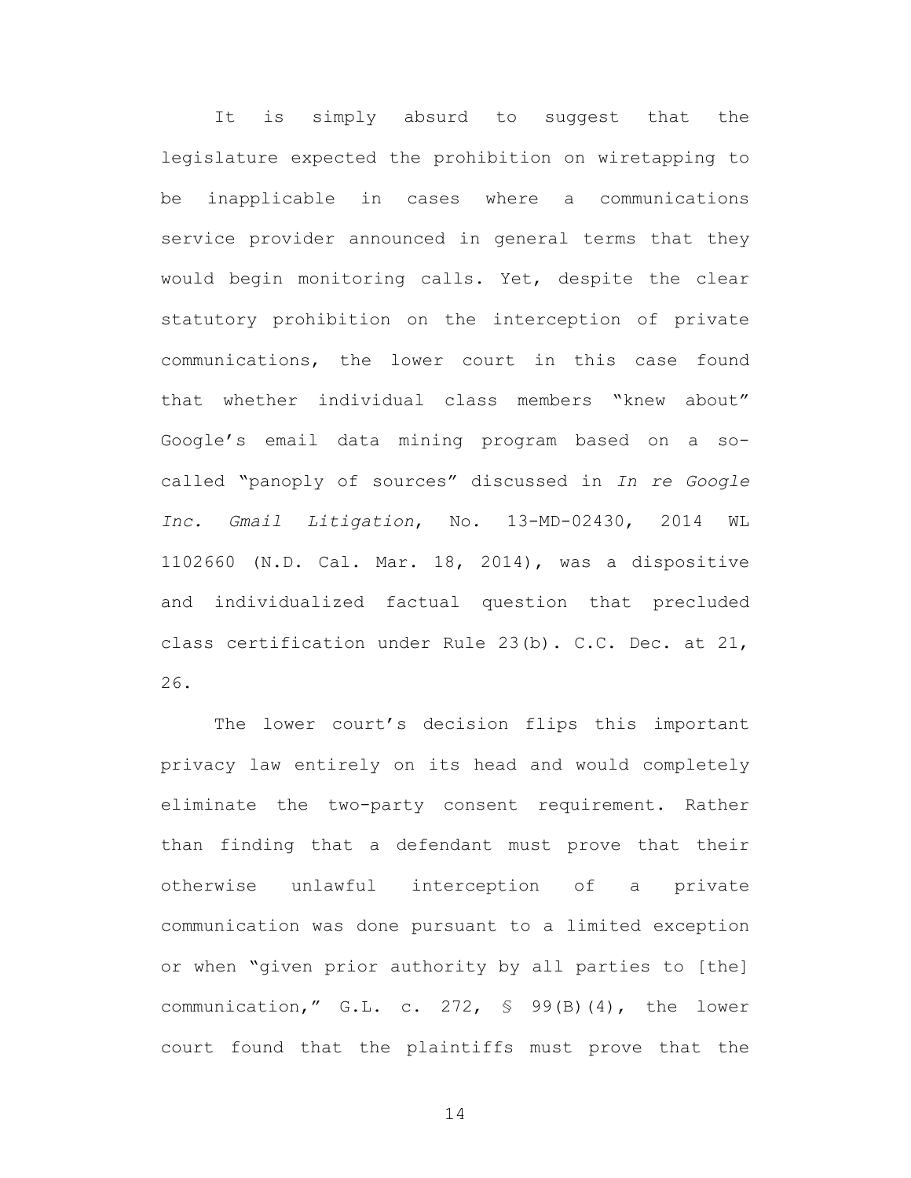It is simply absurd to suggest that the legislature expected the prohibition on wiretapping to be inapplicable in cases where a communications service provider announced in general terms that they would begin monitoring calls. Yet, despite the clear statutory prohibition on the interception of private communications, the lower court in this case found that whether individual class members "knew about" Google's email data mining program based on a so-called "panoply of sources" discussed in *In re Google Inc. Gmail Litigation*, No. 13-MD-02430, 2014 WL 1102660 (N.D. Cal. Mar. 18, 2014), was a dispositive and individualized factual question that precluded class certification under Rule 23(b). C.C. Dec. at 21, 26.

The lower court's decision flips this important privacy law entirely on its head and would completely eliminate the two-party consent requirement. Rather than finding that a defendant must prove that their otherwise unlawful interception of a private communication was done pursuant to a limited exception or when "given prior authority by all parties to [the] communication," G.L. c. 272, § 99(B)(4), the lower court found that the plaintiffs must prove that the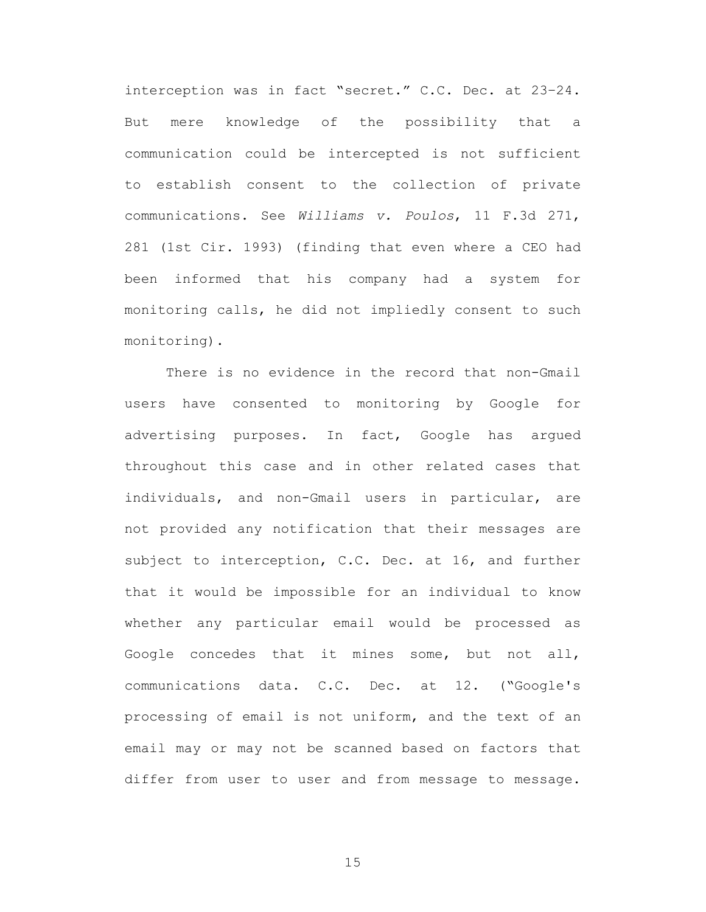interception was in fact "secret." C.C. Dec. at 23–24. But mere knowledge of the possibility that a communication could be intercepted is not sufficient to establish consent to the collection of private communications. See *Williams v. Poulos*, 11 F.3d 271, 281 (1st Cir. 1993) (finding that even where a CEO had been informed that his company had a system for monitoring calls, he did not impliedly consent to such monitoring).

There is no evidence in the record that non-Gmail users have consented to monitoring by Google for advertising purposes. In fact, Google has argued throughout this case and in other related cases that individuals, and non-Gmail users in particular, are not provided any notification that their messages are subject to interception, C.C. Dec. at 16, and further that it would be impossible for an individual to know whether any particular email would be processed as Google concedes that it mines some, but not all, communications data. C.C. Dec. at 12. ("Google's processing of email is not uniform, and the text of an email may or may not be scanned based on factors that differ from user to user and from message to message.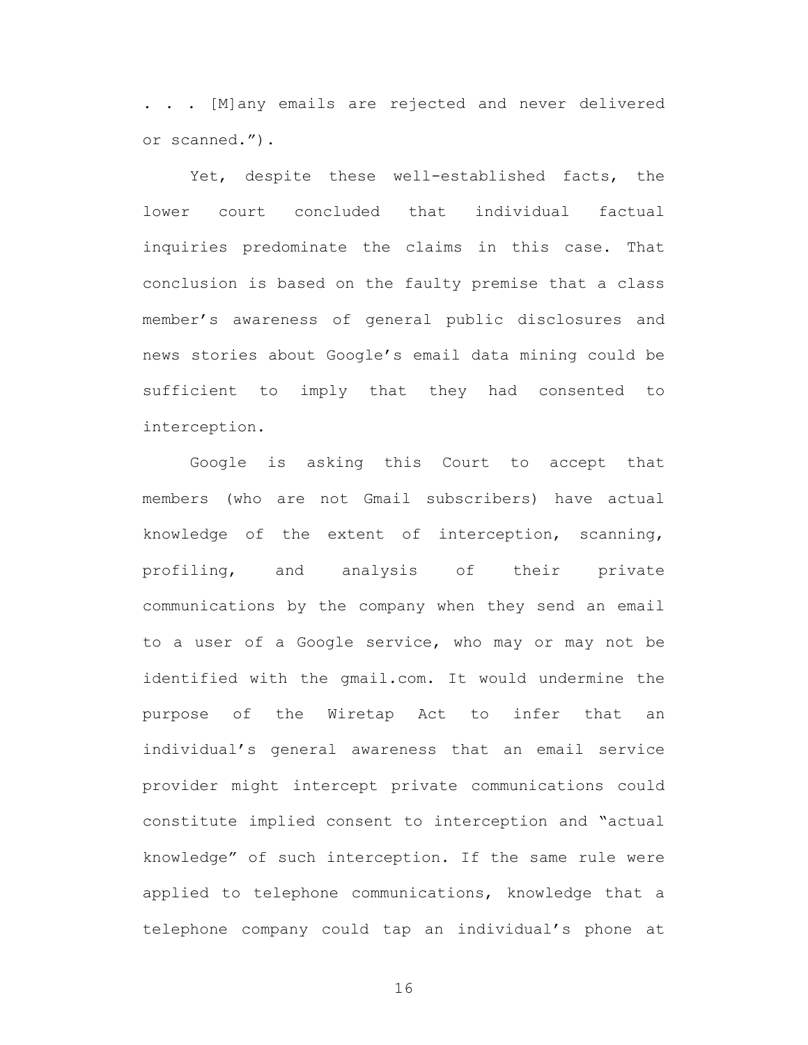. . . [M]any emails are rejected and never delivered or scanned.").

Yet, despite these well-established facts, the lower court concluded that individual factual inquiries predominate the claims in this case. That conclusion is based on the faulty premise that a class member's awareness of general public disclosures and news stories about Google's email data mining could be sufficient to imply that they had consented to interception.

Google is asking this Court to accept that members (who are not Gmail subscribers) have actual knowledge of the extent of interception, scanning, profiling, and analysis of their private communications by the company when they send an email to a user of a Google service, who may or may not be identified with the gmail.com. It would undermine the purpose of the Wiretap Act to infer that an individual's general awareness that an email service provider might intercept private communications could constitute implied consent to interception and "actual knowledge" of such interception. If the same rule were applied to telephone communications, knowledge that a telephone company could tap an individual's phone at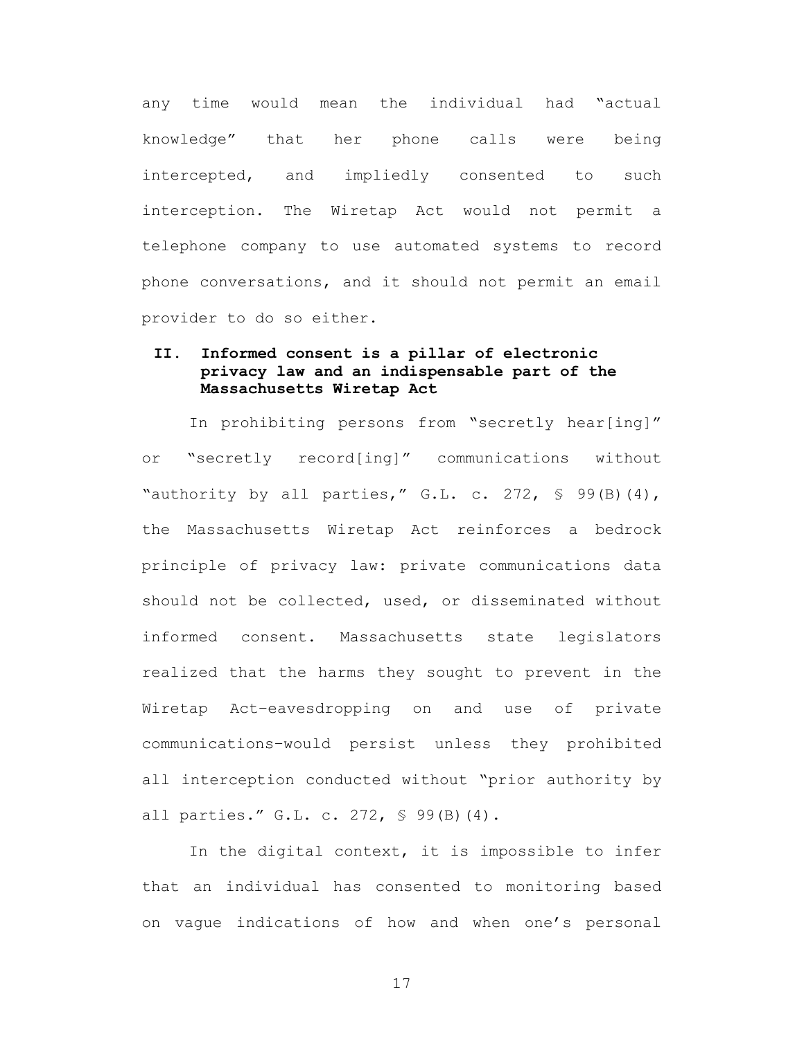any time would mean the individual had "actual knowledge" that her phone calls were being intercepted, and impliedly consented to such interception. The Wiretap Act would not permit a telephone company to use automated systems to record phone conversations, and it should not permit an email provider to do so either.

## II. Informed consent is a pillar of electronic privacy law and an indispensable part of the Massachusetts Wiretap Act

In prohibiting persons from "secretly hear[ing]" or "secretly record[ing]" communications without "authority by all parties," G.L. c. 272, § 99(B)(4), the Massachusetts Wiretap Act reinforces a bedrock principle of privacy law: private communications data should not be collected, used, or disseminated without informed consent. Massachusetts state legislators realized that the harms they sought to prevent in the Wiretap Act—eavesdropping on and use of private communications—would persist unless they prohibited all interception conducted without "prior authority by all parties." G.L. c. 272, § 99(B)(4).

In the digital context, it is impossible to infer that an individual has consented to monitoring based on vague indications of how and when one's personal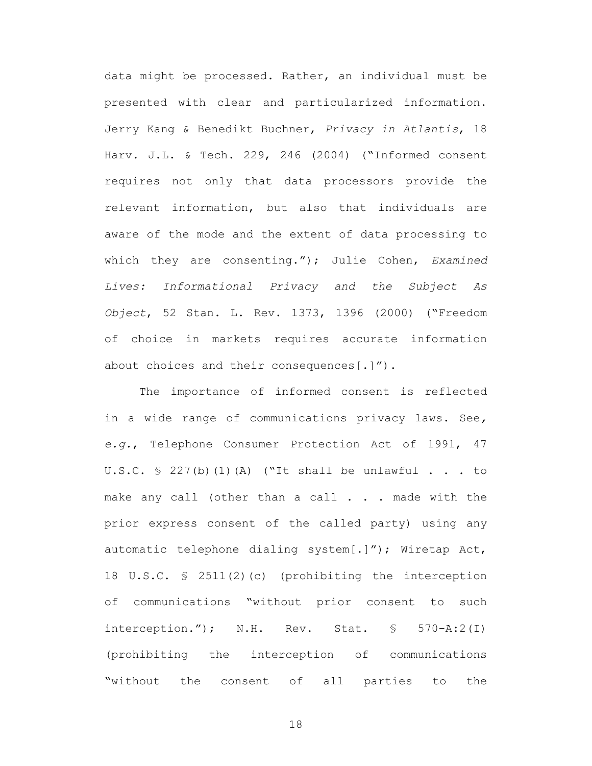data might be processed. Rather, an individual must be presented with clear and particularized information. Jerry Kang & Benedikt Buchner, *Privacy in Atlantis*, 18 Harv. J.L. & Tech. 229, 246 (2004) ("Informed consent requires not only that data processors provide the relevant information, but also that individuals are aware of the mode and the extent of data processing to which they are consenting."); Julie Cohen, *Examined Lives: Informational Privacy and the Subject As Object*, 52 Stan. L. Rev. 1373, 1396 (2000) ("Freedom of choice in markets requires accurate information about choices and their consequences[.]").

The importance of informed consent is reflected in a wide range of communications privacy laws. See, *e.g.*, Telephone Consumer Protection Act of 1991, 47 U.S.C. § 227(b)(1)(A) ("It shall be unlawful . . . to make any call (other than a call . . . made with the prior express consent of the called party) using any automatic telephone dialing system[.]"); Wiretap Act, 18 U.S.C. § 2511(2)(c) (prohibiting the interception of communications "without prior consent to such interception."); N.H. Rev. Stat. § 570-A:2(I) (prohibiting the interception of communications "without the consent of all parties to the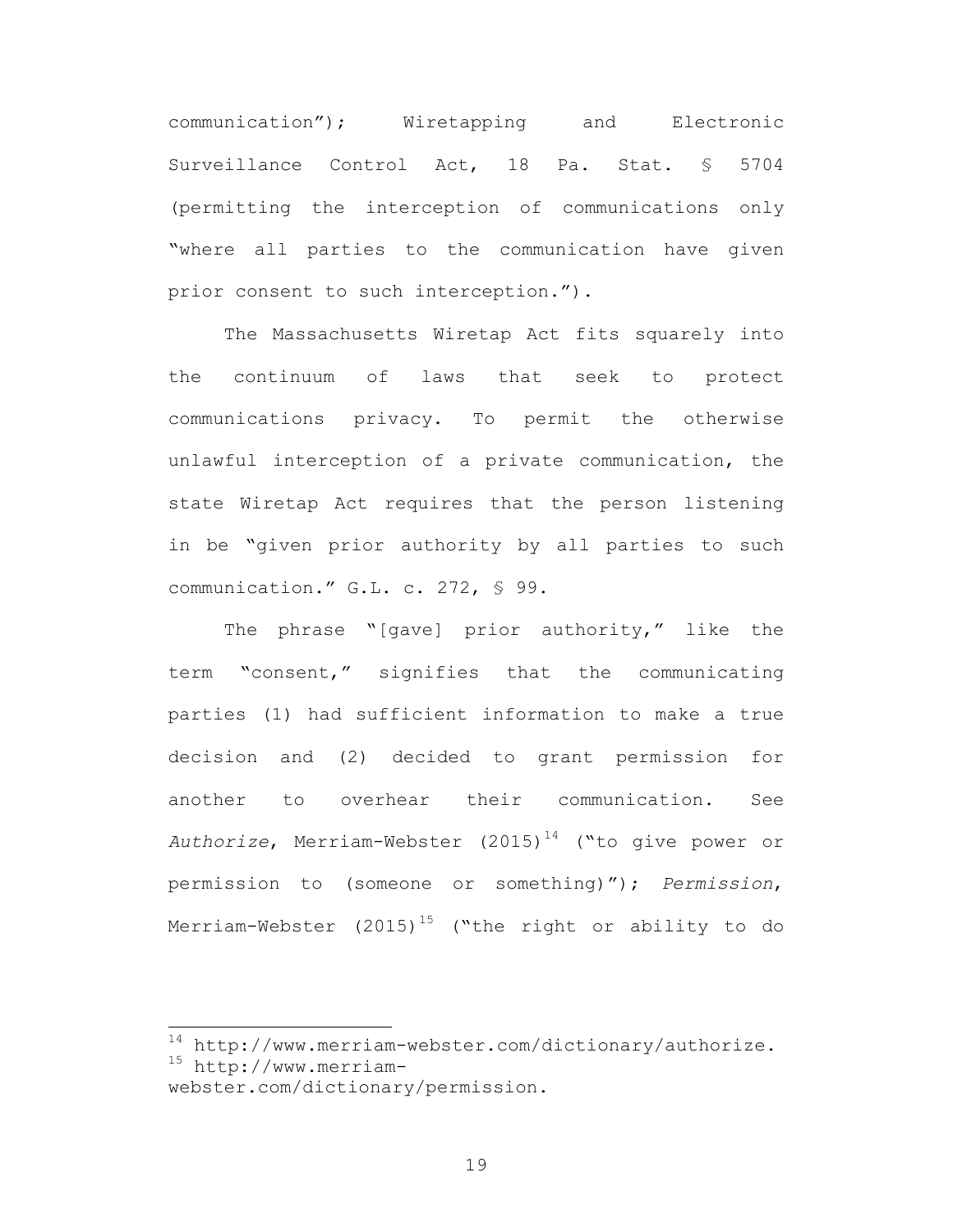communication"); Wiretapping and Electronic Surveillance Control Act, 18 Pa. Stat. § 5704 (permitting the interception of communications only "where all parties to the communication have given prior consent to such interception.").

The Massachusetts Wiretap Act fits squarely into the continuum of laws that seek to protect communications privacy. To permit the otherwise unlawful interception of a private communication, the state Wiretap Act requires that the person listening in be "given prior authority by all parties to such communication." G.L. c. 272, § 99.

The phrase "[gave] prior authority," like the term "consent," signifies that the communicating parties (1) had sufficient information to make a true decision and (2) decided to grant permission for another to overhear their communication. See *Authorize*, Merriam-Webster (2015)[14] ("to give power or permission to (someone or something)"); *Permission*, Merriam-Webster (2015)[15] ("the right or ability to do

---

[14] http://www.merriam-webster.com/dictionary/authorize.

[15] http://www.merriam-webster.com/dictionary/permission.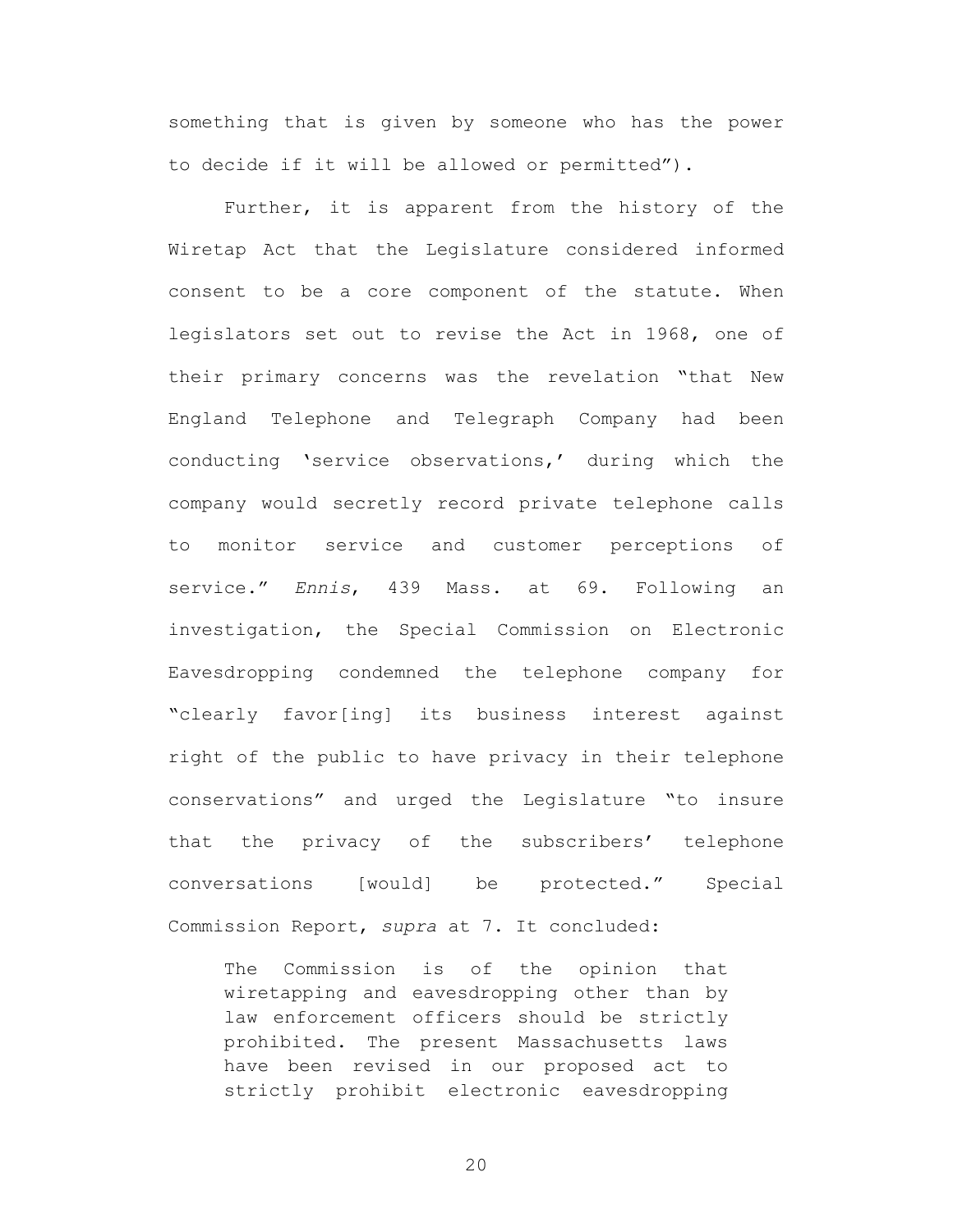something that is given by someone who has the power to decide if it will be allowed or permitted").

Further, it is apparent from the history of the Wiretap Act that the Legislature considered informed consent to be a core component of the statute. When legislators set out to revise the Act in 1968, one of their primary concerns was the revelation "that New England Telephone and Telegraph Company had been conducting 'service observations,' during which the company would secretly record private telephone calls to monitor service and customer perceptions of service." *Ennis*, 439 Mass. at 69. Following an investigation, the Special Commission on Electronic Eavesdropping condemned the telephone company for "clearly favor[ing] its business interest against right of the public to have privacy in their telephone conservations" and urged the Legislature "to insure that the privacy of the subscribers' telephone conversations [would] be protected." Special Commission Report, *supra* at 7. It concluded:

> The Commission is of the opinion that wiretapping and eavesdropping other than by law enforcement officers should be strictly prohibited. The present Massachusetts laws have been revised in our proposed act to strictly prohibit electronic eavesdropping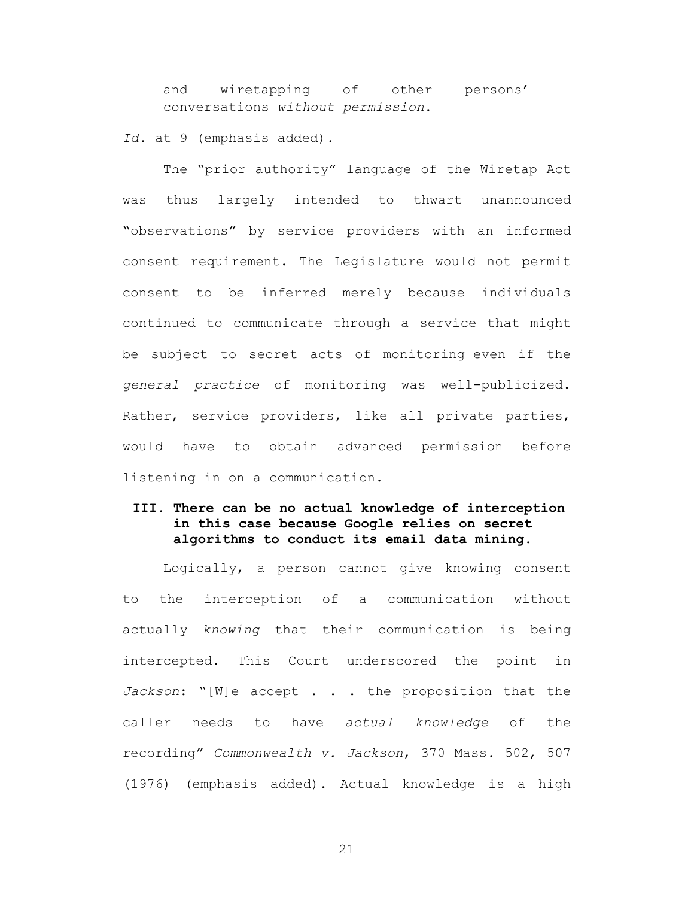> and wiretapping of other persons' conversations *without permission*.

*Id.* at 9 (emphasis added).

The "prior authority" language of the Wiretap Act was thus largely intended to thwart unannounced "observations" by service providers with an informed consent requirement. The Legislature would not permit consent to be inferred merely because individuals continued to communicate through a service that might be subject to secret acts of monitoring–even if the *general practice* of monitoring was well-publicized. Rather, service providers, like all private parties, would have to obtain advanced permission before listening in on a communication.

## III. There can be no actual knowledge of interception in this case because Google relies on secret algorithms to conduct its email data mining.

Logically, a person cannot give knowing consent to the interception of a communication without actually *knowing* that their communication is being intercepted. This Court underscored the point in *Jackson*: "[W]e accept . . . the proposition that the caller needs to have *actual knowledge* of the recording" *Commonwealth v. Jackson*, 370 Mass. 502, 507 (1976) (emphasis added). Actual knowledge is a high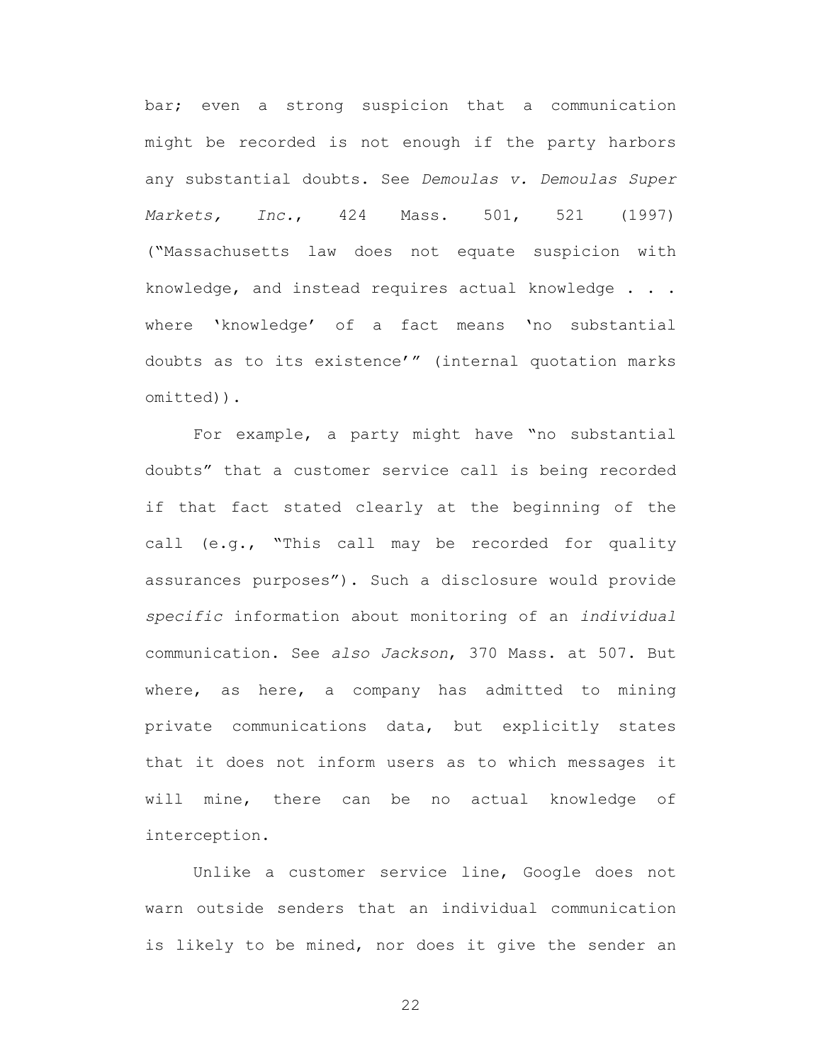bar; even a strong suspicion that a communication might be recorded is not enough if the party harbors any substantial doubts. See *Demoulas v. Demoulas Super Markets, Inc.*, 424 Mass. 501, 521 (1997) ("Massachusetts law does not equate suspicion with knowledge, and instead requires actual knowledge . . . where 'knowledge' of a fact means 'no substantial doubts as to its existence'" (internal quotation marks omitted)).

For example, a party might have "no substantial doubts" that a customer service call is being recorded if that fact stated clearly at the beginning of the call (e.g., "This call may be recorded for quality assurances purposes"). Such a disclosure would provide *specific* information about monitoring of an *individual* communication. See *also Jackson*, 370 Mass. at 507. But where, as here, a company has admitted to mining private communications data, but explicitly states that it does not inform users as to which messages it will mine, there can be no actual knowledge of interception.

Unlike a customer service line, Google does not warn outside senders that an individual communication is likely to be mined, nor does it give the sender an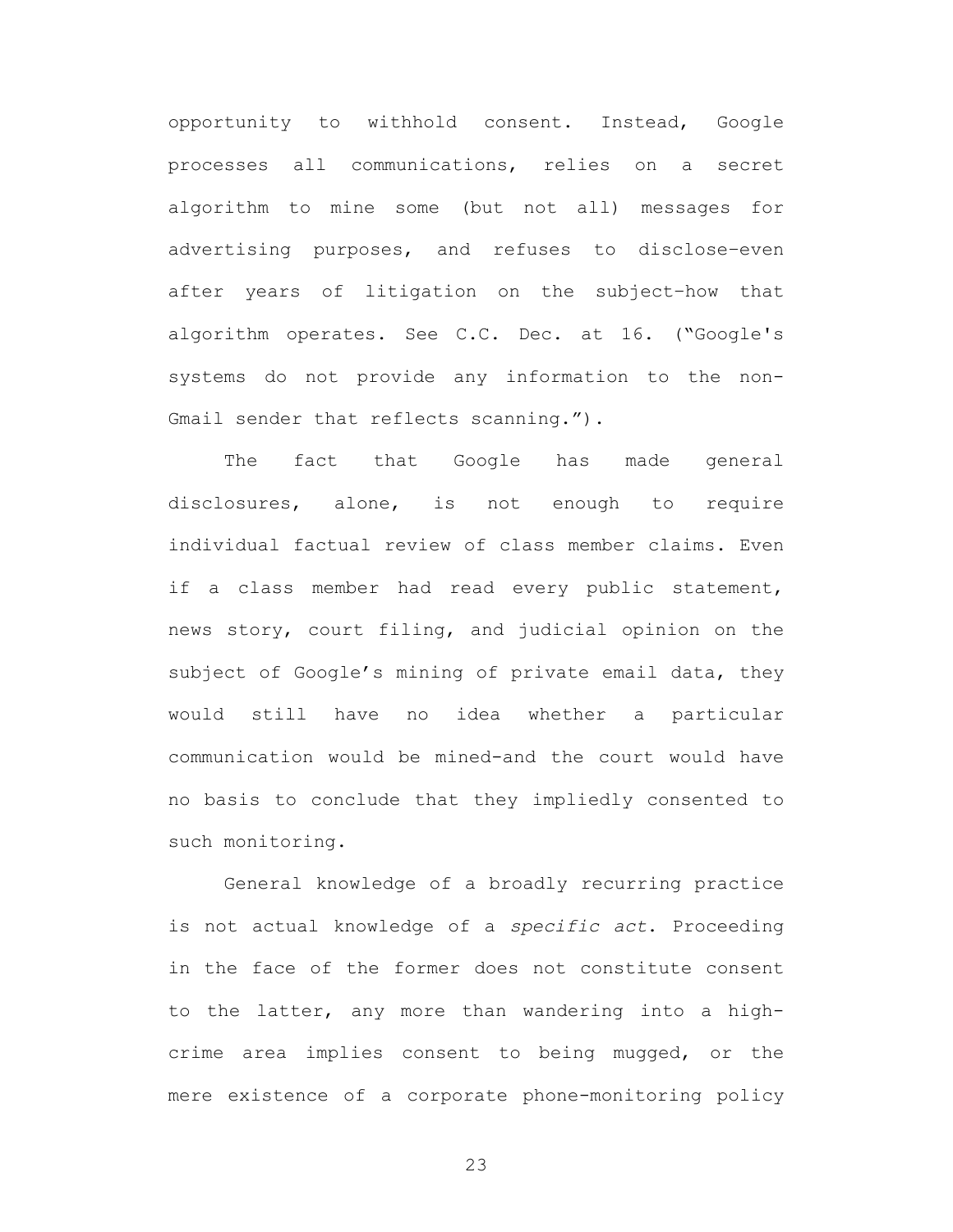opportunity to withhold consent. Instead, Google processes all communications, relies on a secret algorithm to mine some (but not all) messages for advertising purposes, and refuses to disclose–even after years of litigation on the subject–how that algorithm operates. See C.C. Dec. at 16. ("Google's systems do not provide any information to the non-Gmail sender that reflects scanning.").

The fact that Google has made general disclosures, alone, is not enough to require individual factual review of class member claims. Even if a class member had read every public statement, news story, court filing, and judicial opinion on the subject of Google's mining of private email data, they would still have no idea whether a particular communication would be mined–and the court would have no basis to conclude that they impliedly consented to such monitoring.

General knowledge of a broadly recurring practice is not actual knowledge of a *specific act*. Proceeding in the face of the former does not constitute consent to the latter, any more than wandering into a high-crime area implies consent to being mugged, or the mere existence of a corporate phone-monitoring policy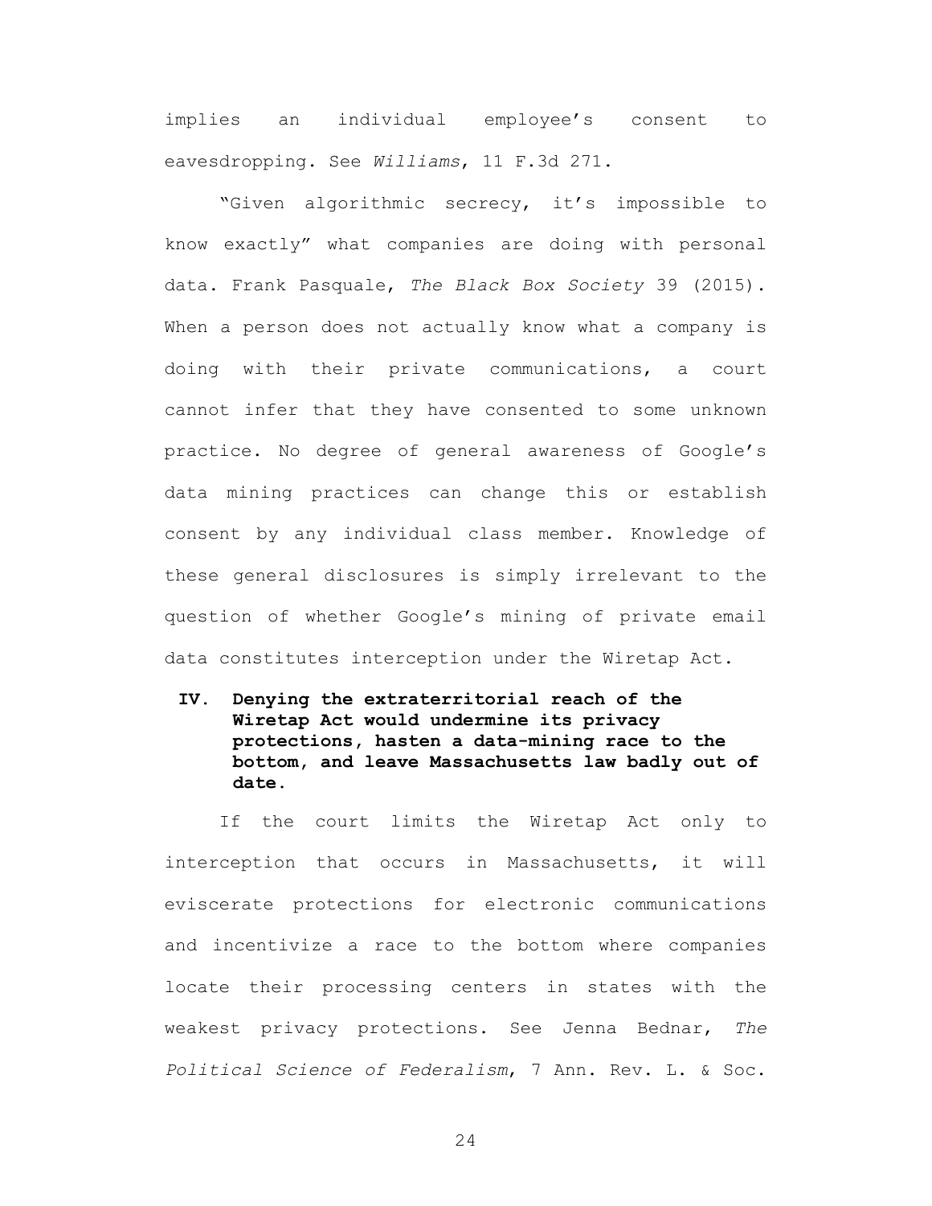implies an individual employee's consent to eavesdropping. See *Williams*, 11 F.3d 271.

"Given algorithmic secrecy, it's impossible to know exactly" what companies are doing with personal data. Frank Pasquale, *The Black Box Society* 39 (2015). When a person does not actually know what a company is doing with their private communications, a court cannot infer that they have consented to some unknown practice. No degree of general awareness of Google's data mining practices can change this or establish consent by any individual class member. Knowledge of these general disclosures is simply irrelevant to the question of whether Google's mining of private email data constitutes interception under the Wiretap Act.

## IV. Denying the extraterritorial reach of the Wiretap Act would undermine its privacy protections, hasten a data-mining race to the bottom, and leave Massachusetts law badly out of date.

If the court limits the Wiretap Act only to interception that occurs in Massachusetts, it will eviscerate protections for electronic communications and incentivize a race to the bottom where companies locate their processing centers in states with the weakest privacy protections. See Jenna Bednar, *The Political Science of Federalism*, 7 Ann. Rev. L. & Soc.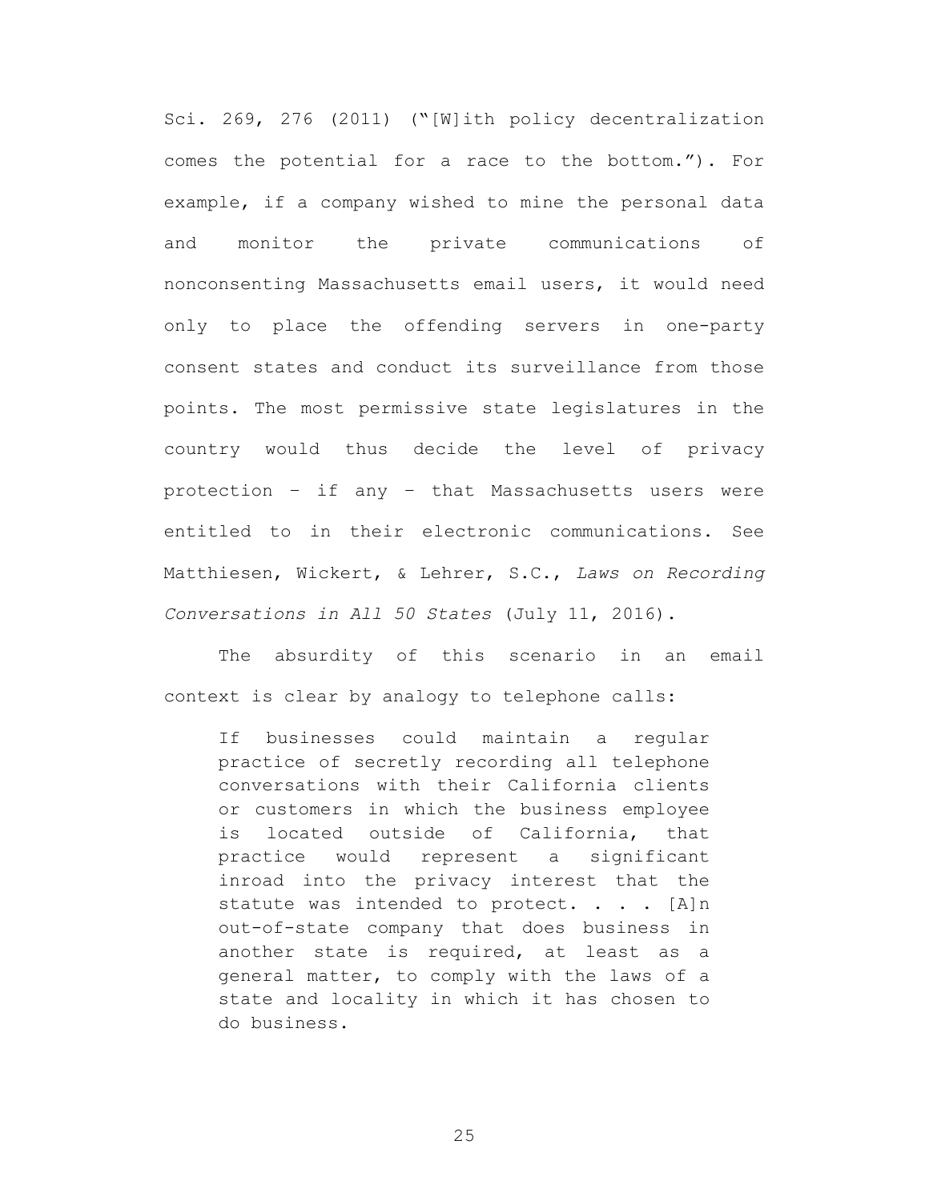Sci. 269, 276 (2011) ("[W]ith policy decentralization comes the potential for a race to the bottom."). For example, if a company wished to mine the personal data and monitor the private communications of nonconsenting Massachusetts email users, it would need only to place the offending servers in one-party consent states and conduct its surveillance from those points. The most permissive state legislatures in the country would thus decide the level of privacy protection – if any – that Massachusetts users were entitled to in their electronic communications. See Matthiesen, Wickert, & Lehrer, S.C., *Laws on Recording Conversations in All 50 States* (July 11, 2016).

The absurdity of this scenario in an email context is clear by analogy to telephone calls:

> If businesses could maintain a regular practice of secretly recording all telephone conversations with their California clients or customers in which the business employee is located outside of California, that practice would represent a significant inroad into the privacy interest that the statute was intended to protect. . . . [A]n out-of-state company that does business in another state is required, at least as a general matter, to comply with the laws of a state and locality in which it has chosen to do business.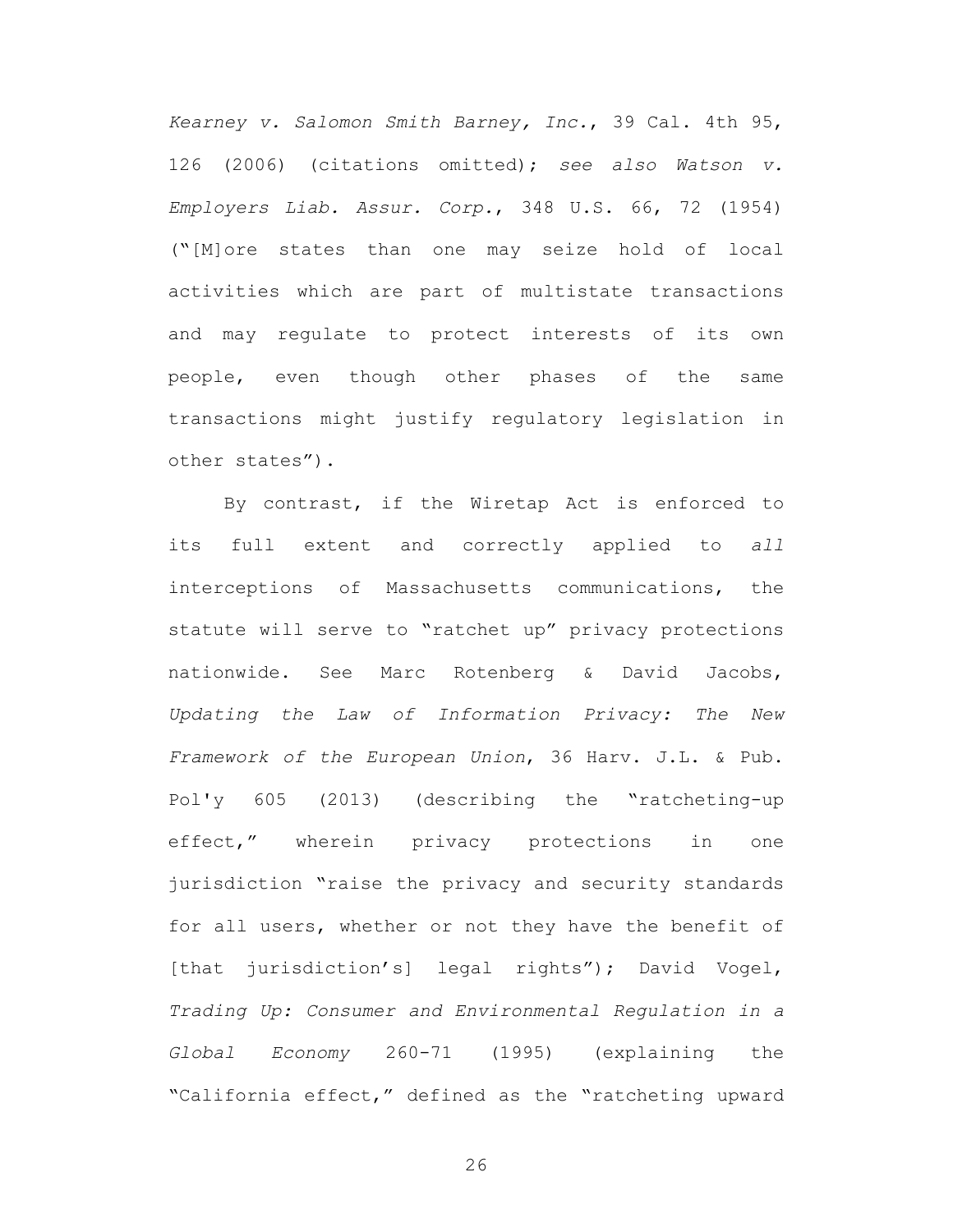*Kearney v. Salomon Smith Barney, Inc.*, 39 Cal. 4th 95, 126 (2006) (citations omitted); *see also Watson v. Employers Liab. Assur. Corp.*, 348 U.S. 66, 72 (1954) ("[M]ore states than one may seize hold of local activities which are part of multistate transactions and may regulate to protect interests of its own people, even though other phases of the same transactions might justify regulatory legislation in other states").

By contrast, if the Wiretap Act is enforced to its full extent and correctly applied to *all* interceptions of Massachusetts communications, the statute will serve to "ratchet up" privacy protections nationwide. See Marc Rotenberg & David Jacobs, *Updating the Law of Information Privacy: The New Framework of the European Union*, 36 Harv. J.L. & Pub. Pol'y 605 (2013) (describing the "ratcheting-up effect," wherein privacy protections in one jurisdiction "raise the privacy and security standards for all users, whether or not they have the benefit of [that jurisdiction's] legal rights"); David Vogel, *Trading Up: Consumer and Environmental Regulation in a Global Economy* 260-71 (1995) (explaining the "California effect," defined as the "ratcheting upward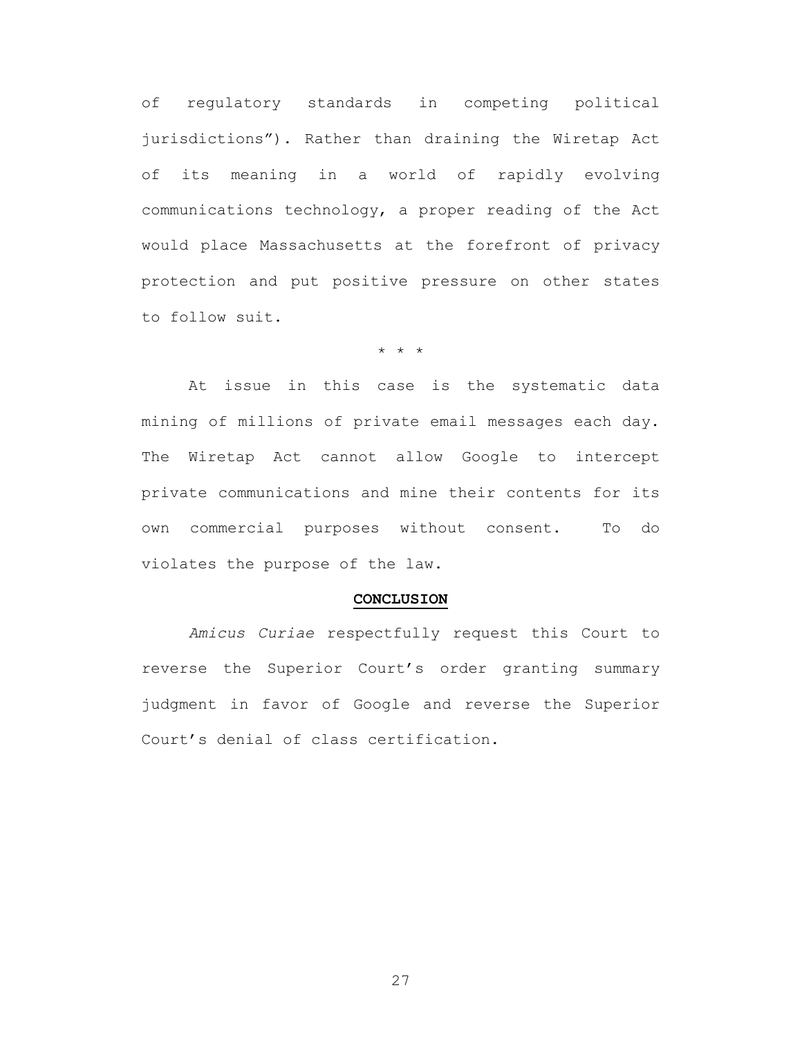of regulatory standards in competing political jurisdictions"). Rather than draining the Wiretap Act of its meaning in a world of rapidly evolving communications technology, a proper reading of the Act would place Massachusetts at the forefront of privacy protection and put positive pressure on other states to follow suit.

\* \* \*

At issue in this case is the systematic data mining of millions of private email messages each day. The Wiretap Act cannot allow Google to intercept private communications and mine their contents for its own commercial purposes without consent. To do violates the purpose of the law.

## CONCLUSION

*Amicus Curiae* respectfully request this Court to reverse the Superior Court's order granting summary judgment in favor of Google and reverse the Superior Court's denial of class certification.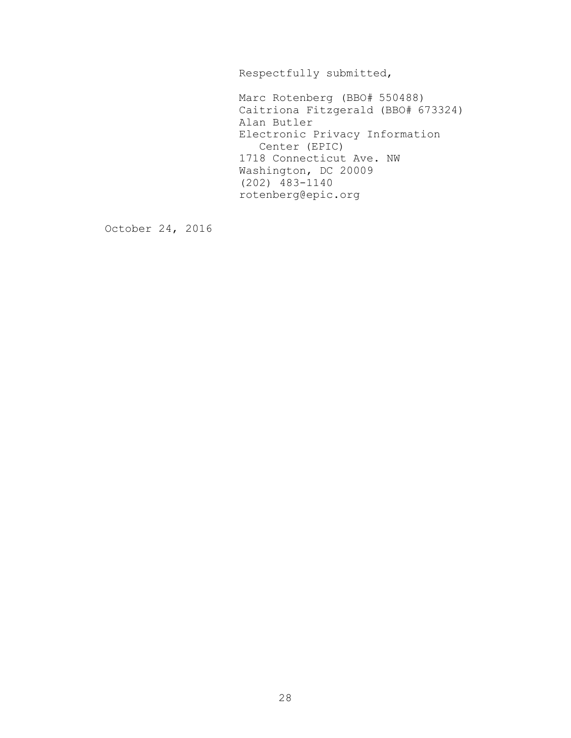Respectfully submitted,

Marc Rotenberg (BBO# 550488)
Caitriona Fitzgerald (BBO# 673324)
Alan Butler
Electronic Privacy Information
Center (EPIC)
1718 Connecticut Ave. NW
Washington, DC 20009
(202) 483-1140
rotenberg@epic.org

October 24, 2016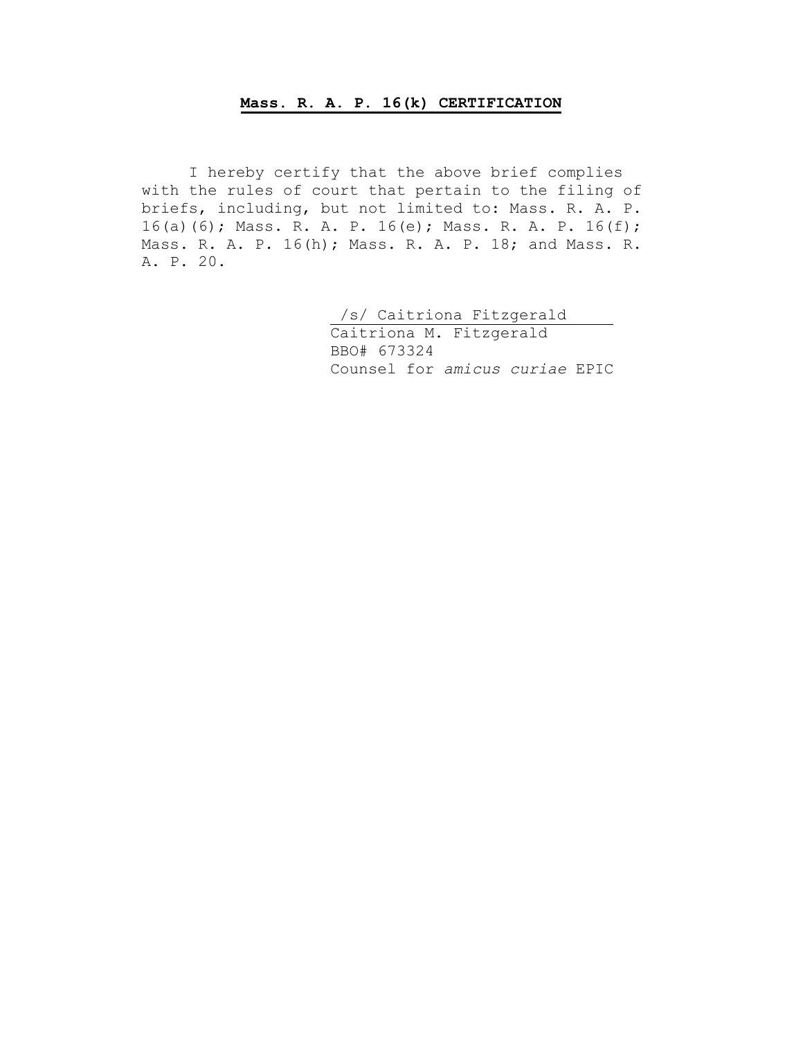## **Mass. R. A. P. 16(k) CERTIFICATION**

I hereby certify that the above brief complies with the rules of court that pertain to the filing of briefs, including, but not limited to: Mass. R. A. P. 16(a)(6); Mass. R. A. P. 16(e); Mass. R. A. P. 16(f); Mass. R. A. P. 16(h); Mass. R. A. P. 18; and Mass. R. A. P. 20.

/s/ Caitriona Fitzgerald
Caitriona M. Fitzgerald
BBO# 673324
Counsel for *amicus curiae* EPIC